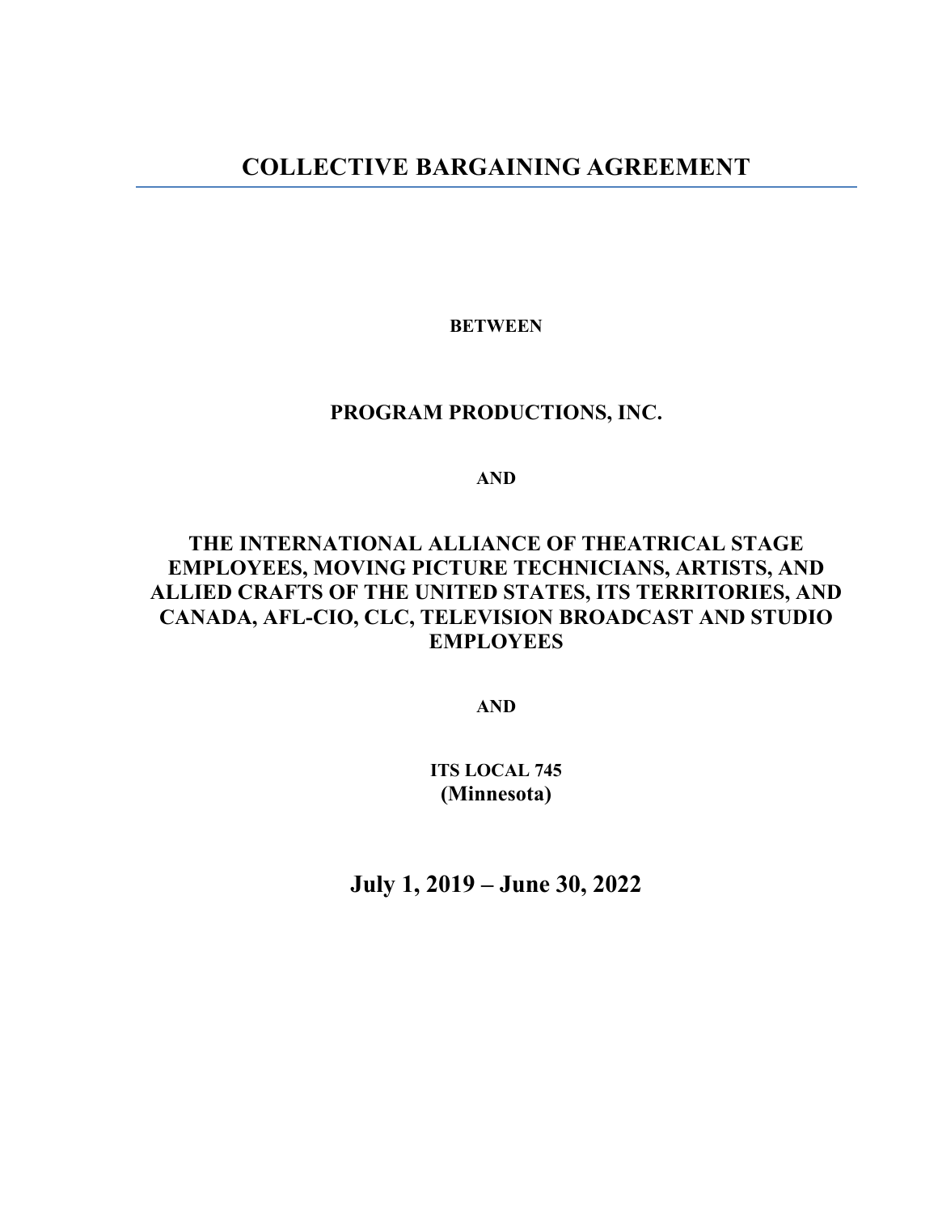# COLLECTIVE BARGAINING AGREEMENT

**BETWEEN**

**PROGRAM PRODUCTIONS, INC.**

**AND**

**THE INTERNATIONAL ALLIANCE OF THEATRICAL STAGE EMPLOYEES, MOVING PICTURE TECHNICIANS, ARTISTS, AND ALLIED CRAFTS OF THE UNITED STATES, ITS TERRITORIES, AND CANADA, AFL-CIO, CLC, TELEVISION BROADCAST AND STUDIO EMPLOYEES**

**AND**

**ITS LOCAL 745**
**(Minnesota)**

**July 1, 2019 – June 30, 2022**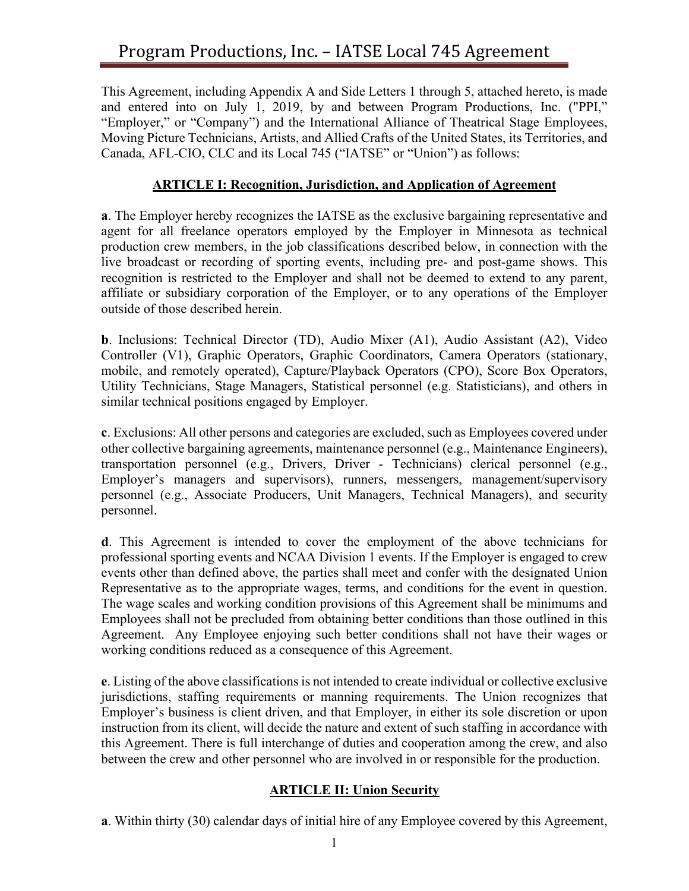This Agreement, including Appendix A and Side Letters 1 through 5, attached hereto, is made and entered into on July 1, 2019, by and between Program Productions, Inc. ("PPI," "Employer," or "Company") and the International Alliance of Theatrical Stage Employees, Moving Picture Technicians, Artists, and Allied Crafts of the United States, its Territories, and Canada, AFL-CIO, CLC and its Local 745 ("IATSE" or "Union") as follows:

## ARTICLE I: Recognition, Jurisdiction, and Application of Agreement

**a**. The Employer hereby recognizes the IATSE as the exclusive bargaining representative and agent for all freelance operators employed by the Employer in Minnesota as technical production crew members, in the job classifications described below, in connection with the live broadcast or recording of sporting events, including pre- and post-game shows. This recognition is restricted to the Employer and shall not be deemed to extend to any parent, affiliate or subsidiary corporation of the Employer, or to any operations of the Employer outside of those described herein.

**b**. Inclusions: Technical Director (TD), Audio Mixer (A1), Audio Assistant (A2), Video Controller (V1), Graphic Operators, Graphic Coordinators, Camera Operators (stationary, mobile, and remotely operated), Capture/Playback Operators (CPO), Score Box Operators, Utility Technicians, Stage Managers, Statistical personnel (e.g. Statisticians), and others in similar technical positions engaged by Employer.

**c**. Exclusions: All other persons and categories are excluded, such as Employees covered under other collective bargaining agreements, maintenance personnel (e.g., Maintenance Engineers), transportation personnel (e.g., Drivers, Driver - Technicians) clerical personnel (e.g., Employer's managers and supervisors), runners, messengers, management/supervisory personnel (e.g., Associate Producers, Unit Managers, Technical Managers), and security personnel.

**d**. This Agreement is intended to cover the employment of the above technicians for professional sporting events and NCAA Division 1 events. If the Employer is engaged to crew events other than defined above, the parties shall meet and confer with the designated Union Representative as to the appropriate wages, terms, and conditions for the event in question. The wage scales and working condition provisions of this Agreement shall be minimums and Employees shall not be precluded from obtaining better conditions than those outlined in this Agreement. Any Employee enjoying such better conditions shall not have their wages or working conditions reduced as a consequence of this Agreement.

**e**. Listing of the above classifications is not intended to create individual or collective exclusive jurisdictions, staffing requirements or manning requirements. The Union recognizes that Employer's business is client driven, and that Employer, in either its sole discretion or upon instruction from its client, will decide the nature and extent of such staffing in accordance with this Agreement. There is full interchange of duties and cooperation among the crew, and also between the crew and other personnel who are involved in or responsible for the production.

## ARTICLE II: Union Security

**a**. Within thirty (30) calendar days of initial hire of any Employee covered by this Agreement,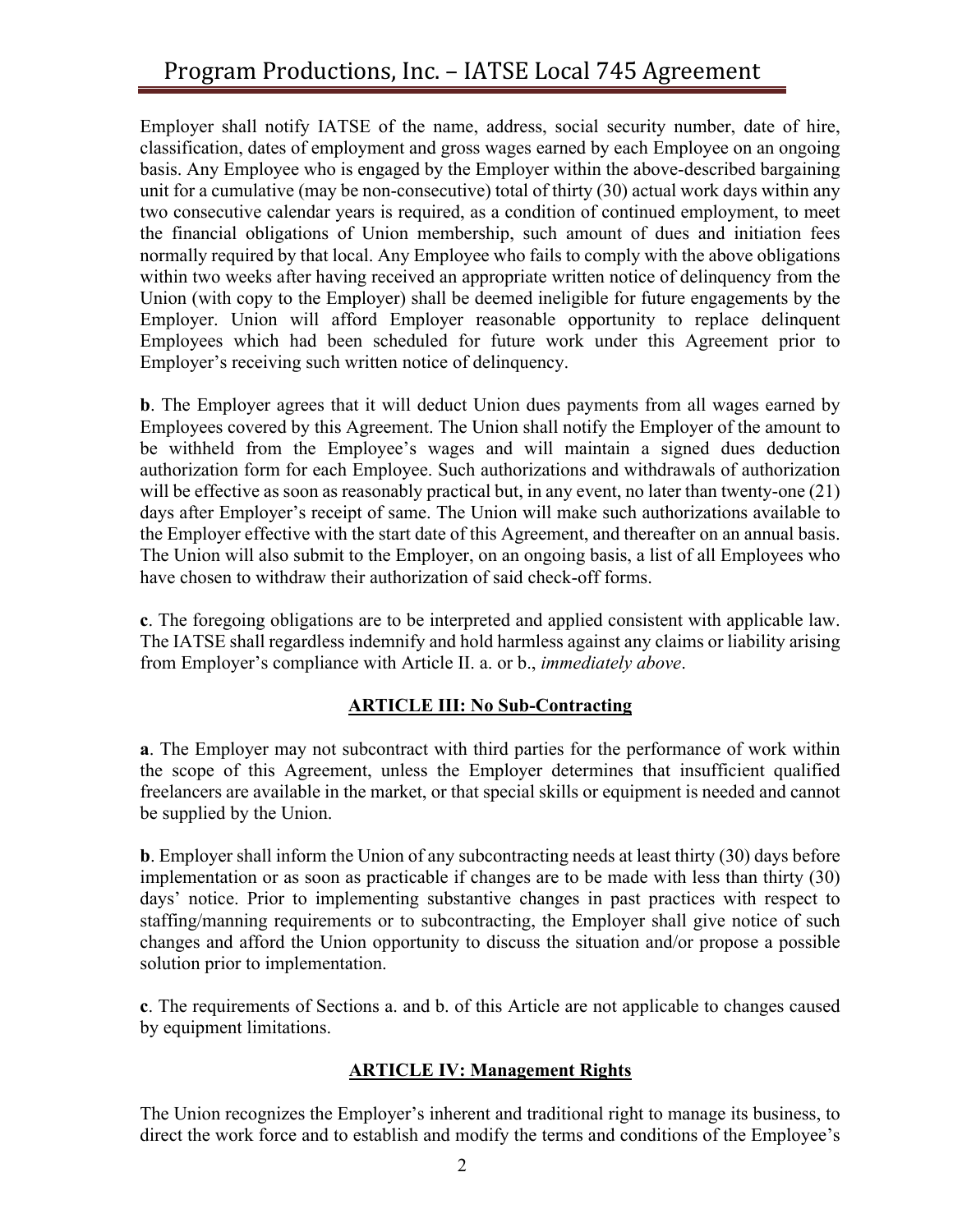Employer shall notify IATSE of the name, address, social security number, date of hire, classification, dates of employment and gross wages earned by each Employee on an ongoing basis. Any Employee who is engaged by the Employer within the above-described bargaining unit for a cumulative (may be non-consecutive) total of thirty (30) actual work days within any two consecutive calendar years is required, as a condition of continued employment, to meet the financial obligations of Union membership, such amount of dues and initiation fees normally required by that local. Any Employee who fails to comply with the above obligations within two weeks after having received an appropriate written notice of delinquency from the Union (with copy to the Employer) shall be deemed ineligible for future engagements by the Employer. Union will afford Employer reasonable opportunity to replace delinquent Employees which had been scheduled for future work under this Agreement prior to Employer's receiving such written notice of delinquency.

**b**. The Employer agrees that it will deduct Union dues payments from all wages earned by Employees covered by this Agreement. The Union shall notify the Employer of the amount to be withheld from the Employee's wages and will maintain a signed dues deduction authorization form for each Employee. Such authorizations and withdrawals of authorization will be effective as soon as reasonably practical but, in any event, no later than twenty-one (21) days after Employer's receipt of same. The Union will make such authorizations available to the Employer effective with the start date of this Agreement, and thereafter on an annual basis. The Union will also submit to the Employer, on an ongoing basis, a list of all Employees who have chosen to withdraw their authorization of said check-off forms.

**c**. The foregoing obligations are to be interpreted and applied consistent with applicable law. The IATSE shall regardless indemnify and hold harmless against any claims or liability arising from Employer's compliance with Article II. a. or b., *immediately above*.

## ARTICLE III: No Sub-Contracting

**a**. The Employer may not subcontract with third parties for the performance of work within the scope of this Agreement, unless the Employer determines that insufficient qualified freelancers are available in the market, or that special skills or equipment is needed and cannot be supplied by the Union.

**b**. Employer shall inform the Union of any subcontracting needs at least thirty (30) days before implementation or as soon as practicable if changes are to be made with less than thirty (30) days' notice. Prior to implementing substantive changes in past practices with respect to staffing/manning requirements or to subcontracting, the Employer shall give notice of such changes and afford the Union opportunity to discuss the situation and/or propose a possible solution prior to implementation.

**c**. The requirements of Sections a. and b. of this Article are not applicable to changes caused by equipment limitations.

## ARTICLE IV: Management Rights

The Union recognizes the Employer's inherent and traditional right to manage its business, to direct the work force and to establish and modify the terms and conditions of the Employee's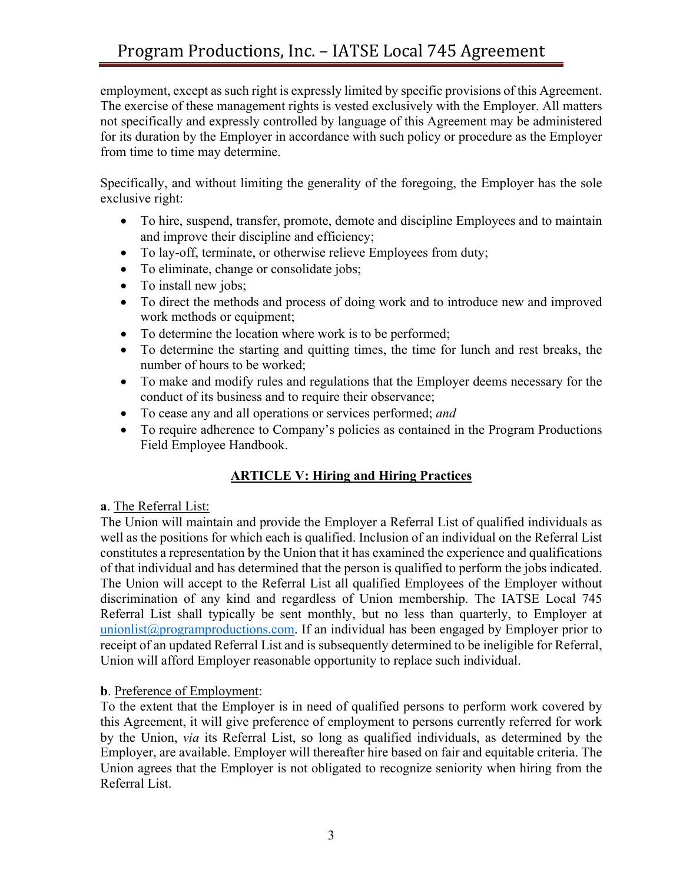employment, except as such right is expressly limited by specific provisions of this Agreement. The exercise of these management rights is vested exclusively with the Employer. All matters not specifically and expressly controlled by language of this Agreement may be administered for its duration by the Employer in accordance with such policy or procedure as the Employer from time to time may determine.

Specifically, and without limiting the generality of the foregoing, the Employer has the sole exclusive right:

- To hire, suspend, transfer, promote, demote and discipline Employees and to maintain and improve their discipline and efficiency;
- To lay-off, terminate, or otherwise relieve Employees from duty;
- To eliminate, change or consolidate jobs;
- To install new jobs;
- To direct the methods and process of doing work and to introduce new and improved work methods or equipment;
- To determine the location where work is to be performed;
- To determine the starting and quitting times, the time for lunch and rest breaks, the number of hours to be worked;
- To make and modify rules and regulations that the Employer deems necessary for the conduct of its business and to require their observance;
- To cease any and all operations or services performed; *and*
- To require adherence to Company's policies as contained in the Program Productions Field Employee Handbook.

## ARTICLE V: Hiring and Hiring Practices

**a**. The Referral List:
The Union will maintain and provide the Employer a Referral List of qualified individuals as well as the positions for which each is qualified. Inclusion of an individual on the Referral List constitutes a representation by the Union that it has examined the experience and qualifications of that individual and has determined that the person is qualified to perform the jobs indicated. The Union will accept to the Referral List all qualified Employees of the Employer without discrimination of any kind and regardless of Union membership. The IATSE Local 745 Referral List shall typically be sent monthly, but no less than quarterly, to Employer at unionlist@programproductions.com. If an individual has been engaged by Employer prior to receipt of an updated Referral List and is subsequently determined to be ineligible for Referral, Union will afford Employer reasonable opportunity to replace such individual.

**b**. Preference of Employment:
To the extent that the Employer is in need of qualified persons to perform work covered by this Agreement, it will give preference of employment to persons currently referred for work by the Union, *via* its Referral List, so long as qualified individuals, as determined by the Employer, are available. Employer will thereafter hire based on fair and equitable criteria. The Union agrees that the Employer is not obligated to recognize seniority when hiring from the Referral List.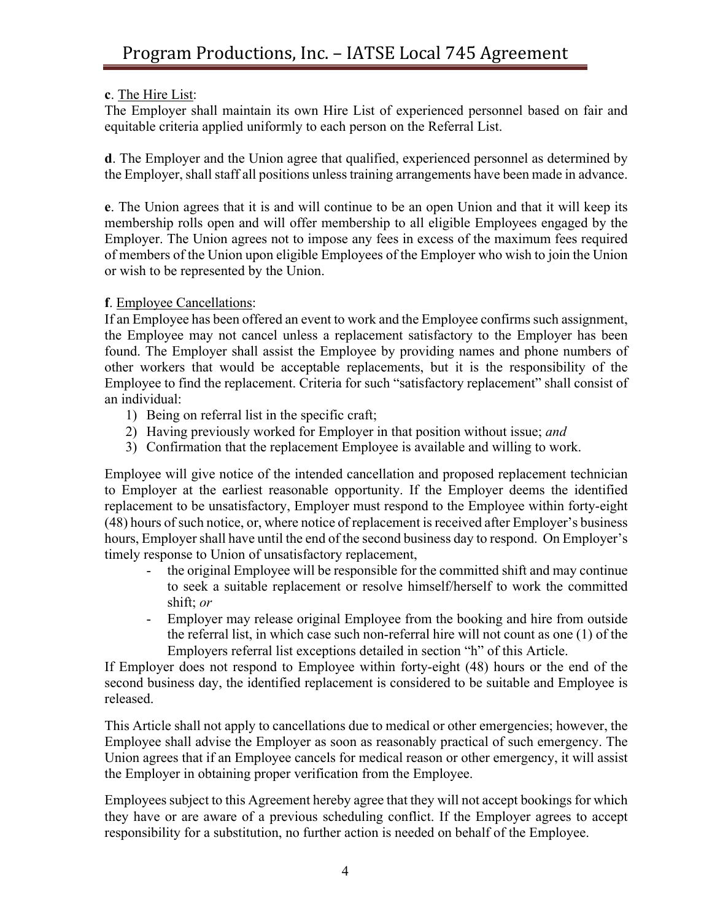**c**. <u>The Hire List</u>:
The Employer shall maintain its own Hire List of experienced personnel based on fair and equitable criteria applied uniformly to each person on the Referral List.

**d**. The Employer and the Union agree that qualified, experienced personnel as determined by the Employer, shall staff all positions unless training arrangements have been made in advance.

**e**. The Union agrees that it is and will continue to be an open Union and that it will keep its membership rolls open and will offer membership to all eligible Employees engaged by the Employer. The Union agrees not to impose any fees in excess of the maximum fees required of members of the Union upon eligible Employees of the Employer who wish to join the Union or wish to be represented by the Union.

**f**. <u>Employee Cancellations</u>:
If an Employee has been offered an event to work and the Employee confirms such assignment, the Employee may not cancel unless a replacement satisfactory to the Employer has been found. The Employer shall assist the Employee by providing names and phone numbers of other workers that would be acceptable replacements, but it is the responsibility of the Employee to find the replacement. Criteria for such "satisfactory replacement" shall consist of an individual:

1) Being on referral list in the specific craft;
2) Having previously worked for Employer in that position without issue; *and*
3) Confirmation that the replacement Employee is available and willing to work.

Employee will give notice of the intended cancellation and proposed replacement technician to Employer at the earliest reasonable opportunity. If the Employer deems the identified replacement to be unsatisfactory, Employer must respond to the Employee within forty-eight (48) hours of such notice, or, where notice of replacement is received after Employer's business hours, Employer shall have until the end of the second business day to respond. On Employer's timely response to Union of unsatisfactory replacement,

- the original Employee will be responsible for the committed shift and may continue to seek a suitable replacement or resolve himself/herself to work the committed shift; *or*
- Employer may release original Employee from the booking and hire from outside the referral list, in which case such non-referral hire will not count as one (1) of the Employers referral list exceptions detailed in section "h" of this Article.

If Employer does not respond to Employee within forty-eight (48) hours or the end of the second business day, the identified replacement is considered to be suitable and Employee is released.

This Article shall not apply to cancellations due to medical or other emergencies; however, the Employee shall advise the Employer as soon as reasonably practical of such emergency. The Union agrees that if an Employee cancels for medical reason or other emergency, it will assist the Employer in obtaining proper verification from the Employee.

Employees subject to this Agreement hereby agree that they will not accept bookings for which they have or are aware of a previous scheduling conflict. If the Employer agrees to accept responsibility for a substitution, no further action is needed on behalf of the Employee.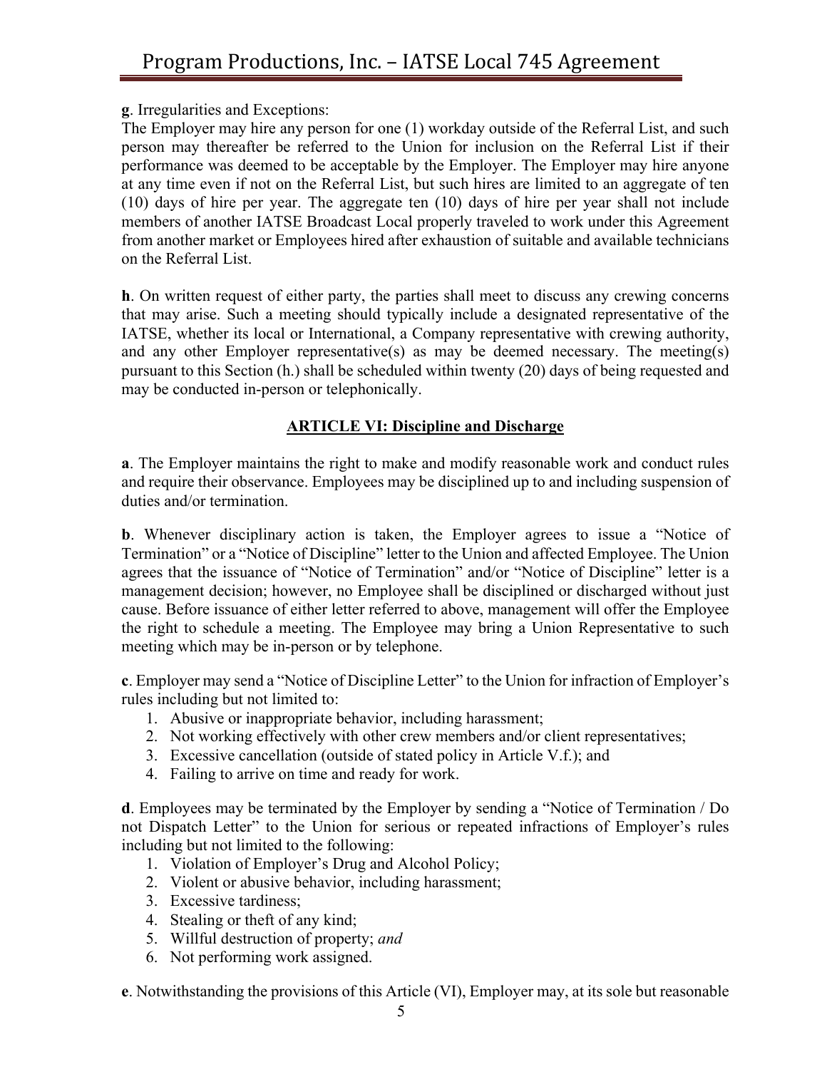**g**. Irregularities and Exceptions:
The Employer may hire any person for one (1) workday outside of the Referral List, and such person may thereafter be referred to the Union for inclusion on the Referral List if their performance was deemed to be acceptable by the Employer. The Employer may hire anyone at any time even if not on the Referral List, but such hires are limited to an aggregate of ten (10) days of hire per year. The aggregate ten (10) days of hire per year shall not include members of another IATSE Broadcast Local properly traveled to work under this Agreement from another market or Employees hired after exhaustion of suitable and available technicians on the Referral List.

**h**. On written request of either party, the parties shall meet to discuss any crewing concerns that may arise. Such a meeting should typically include a designated representative of the IATSE, whether its local or International, a Company representative with crewing authority, and any other Employer representative(s) as may be deemed necessary. The meeting(s) pursuant to this Section (h.) shall be scheduled within twenty (20) days of being requested and may be conducted in-person or telephonically.

## ARTICLE VI: Discipline and Discharge

**a**. The Employer maintains the right to make and modify reasonable work and conduct rules and require their observance. Employees may be disciplined up to and including suspension of duties and/or termination.

**b**. Whenever disciplinary action is taken, the Employer agrees to issue a "Notice of Termination" or a "Notice of Discipline" letter to the Union and affected Employee. The Union agrees that the issuance of "Notice of Termination" and/or "Notice of Discipline" letter is a management decision; however, no Employee shall be disciplined or discharged without just cause. Before issuance of either letter referred to above, management will offer the Employee the right to schedule a meeting. The Employee may bring a Union Representative to such meeting which may be in-person or by telephone.

**c**. Employer may send a "Notice of Discipline Letter" to the Union for infraction of Employer's rules including but not limited to:

1. Abusive or inappropriate behavior, including harassment;
2. Not working effectively with other crew members and/or client representatives;
3. Excessive cancellation (outside of stated policy in Article V.f.); and
4. Failing to arrive on time and ready for work.

**d**. Employees may be terminated by the Employer by sending a "Notice of Termination / Do not Dispatch Letter" to the Union for serious or repeated infractions of Employer's rules including but not limited to the following:

1. Violation of Employer's Drug and Alcohol Policy;
2. Violent or abusive behavior, including harassment;
3. Excessive tardiness;
4. Stealing or theft of any kind;
5. Willful destruction of property; *and*
6. Not performing work assigned.

**e**. Notwithstanding the provisions of this Article (VI), Employer may, at its sole but reasonable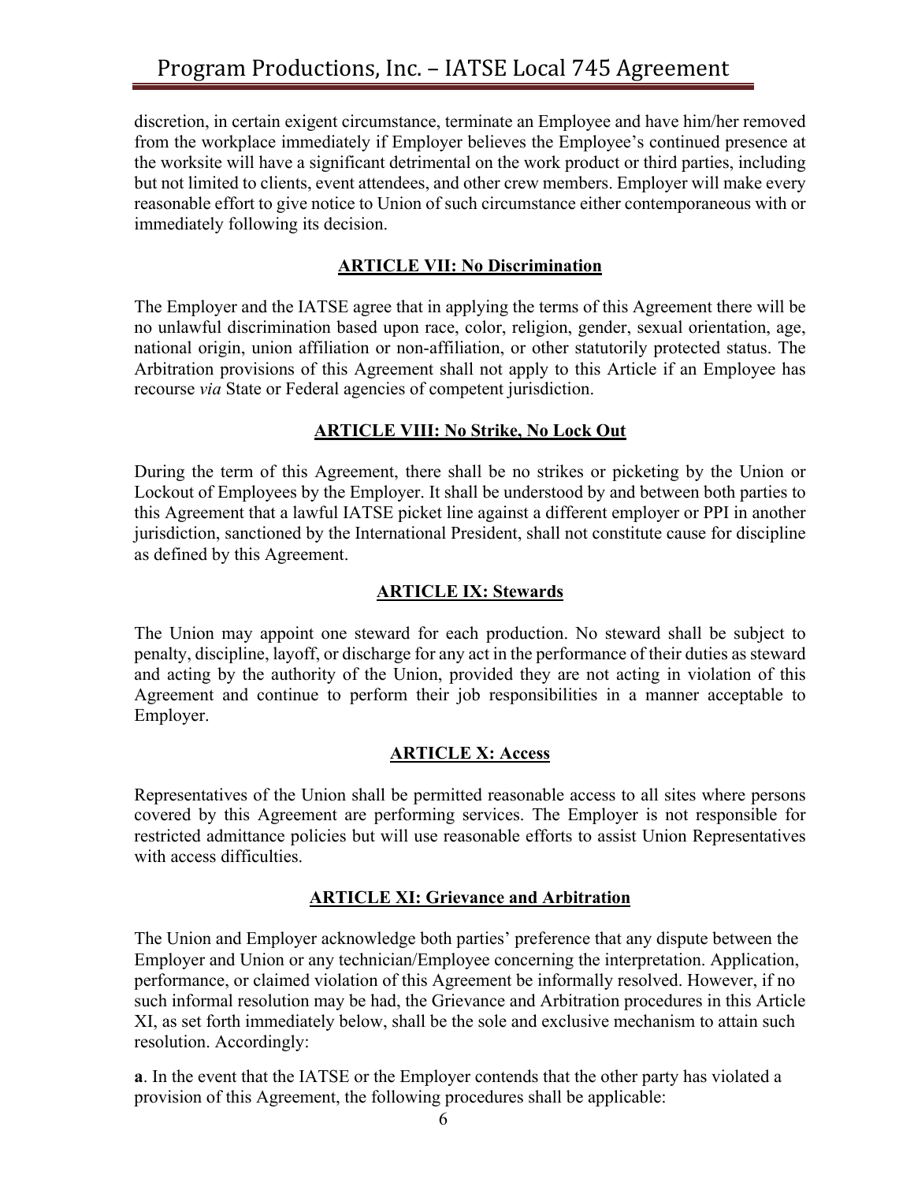discretion, in certain exigent circumstance, terminate an Employee and have him/her removed from the workplace immediately if Employer believes the Employee's continued presence at the worksite will have a significant detrimental on the work product or third parties, including but not limited to clients, event attendees, and other crew members. Employer will make every reasonable effort to give notice to Union of such circumstance either contemporaneous with or immediately following its decision.

## ARTICLE VII: No Discrimination

The Employer and the IATSE agree that in applying the terms of this Agreement there will be no unlawful discrimination based upon race, color, religion, gender, sexual orientation, age, national origin, union affiliation or non-affiliation, or other statutorily protected status. The Arbitration provisions of this Agreement shall not apply to this Article if an Employee has recourse *via* State or Federal agencies of competent jurisdiction.

## ARTICLE VIII: No Strike, No Lock Out

During the term of this Agreement, there shall be no strikes or picketing by the Union or Lockout of Employees by the Employer. It shall be understood by and between both parties to this Agreement that a lawful IATSE picket line against a different employer or PPI in another jurisdiction, sanctioned by the International President, shall not constitute cause for discipline as defined by this Agreement.

## ARTICLE IX: Stewards

The Union may appoint one steward for each production. No steward shall be subject to penalty, discipline, layoff, or discharge for any act in the performance of their duties as steward and acting by the authority of the Union, provided they are not acting in violation of this Agreement and continue to perform their job responsibilities in a manner acceptable to Employer.

## ARTICLE X: Access

Representatives of the Union shall be permitted reasonable access to all sites where persons covered by this Agreement are performing services. The Employer is not responsible for restricted admittance policies but will use reasonable efforts to assist Union Representatives with access difficulties.

## ARTICLE XI: Grievance and Arbitration

The Union and Employer acknowledge both parties' preference that any dispute between the Employer and Union or any technician/Employee concerning the interpretation. Application, performance, or claimed violation of this Agreement be informally resolved. However, if no such informal resolution may be had, the Grievance and Arbitration procedures in this Article XI, as set forth immediately below, shall be the sole and exclusive mechanism to attain such resolution. Accordingly:

**a**. In the event that the IATSE or the Employer contends that the other party has violated a provision of this Agreement, the following procedures shall be applicable: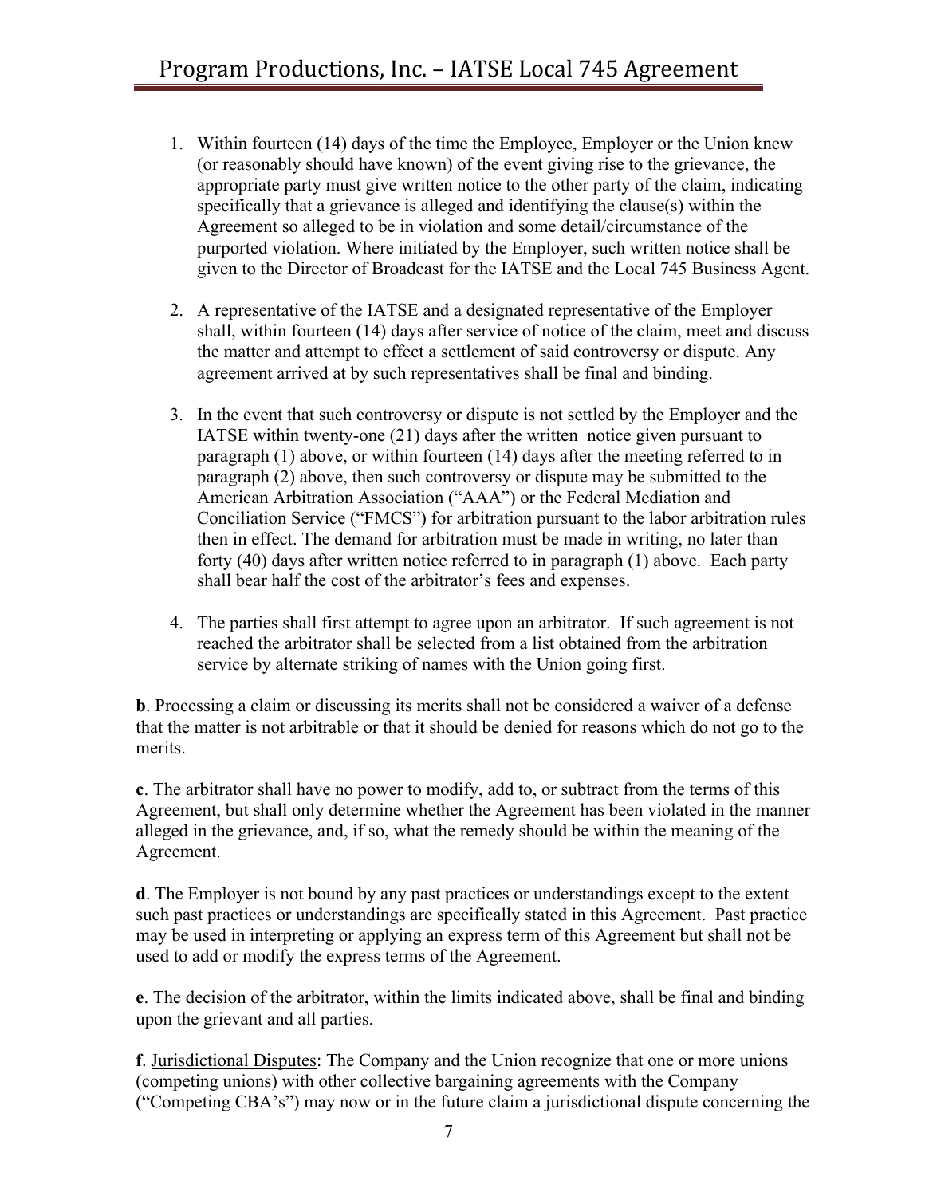1. Within fourteen (14) days of the time the Employee, Employer or the Union knew (or reasonably should have known) of the event giving rise to the grievance, the appropriate party must give written notice to the other party of the claim, indicating specifically that a grievance is alleged and identifying the clause(s) within the Agreement so alleged to be in violation and some detail/circumstance of the purported violation. Where initiated by the Employer, such written notice shall be given to the Director of Broadcast for the IATSE and the Local 745 Business Agent.

2. A representative of the IATSE and a designated representative of the Employer shall, within fourteen (14) days after service of notice of the claim, meet and discuss the matter and attempt to effect a settlement of said controversy or dispute. Any agreement arrived at by such representatives shall be final and binding.

3. In the event that such controversy or dispute is not settled by the Employer and the IATSE within twenty-one (21) days after the written notice given pursuant to paragraph (1) above, or within fourteen (14) days after the meeting referred to in paragraph (2) above, then such controversy or dispute may be submitted to the American Arbitration Association ("AAA") or the Federal Mediation and Conciliation Service ("FMCS") for arbitration pursuant to the labor arbitration rules then in effect. The demand for arbitration must be made in writing, no later than forty (40) days after written notice referred to in paragraph (1) above. Each party shall bear half the cost of the arbitrator's fees and expenses.

4. The parties shall first attempt to agree upon an arbitrator. If such agreement is not reached the arbitrator shall be selected from a list obtained from the arbitration service by alternate striking of names with the Union going first.

**b**. Processing a claim or discussing its merits shall not be considered a waiver of a defense that the matter is not arbitrable or that it should be denied for reasons which do not go to the merits.

**c**. The arbitrator shall have no power to modify, add to, or subtract from the terms of this Agreement, but shall only determine whether the Agreement has been violated in the manner alleged in the grievance, and, if so, what the remedy should be within the meaning of the Agreement.

**d**. The Employer is not bound by any past practices or understandings except to the extent such past practices or understandings are specifically stated in this Agreement. Past practice may be used in interpreting or applying an express term of this Agreement but shall not be used to add or modify the express terms of the Agreement.

**e**. The decision of the arbitrator, within the limits indicated above, shall be final and binding upon the grievant and all parties.

**f**. <u>Jurisdictional Disputes</u>: The Company and the Union recognize that one or more unions (competing unions) with other collective bargaining agreements with the Company ("Competing CBA's") may now or in the future claim a jurisdictional dispute concerning the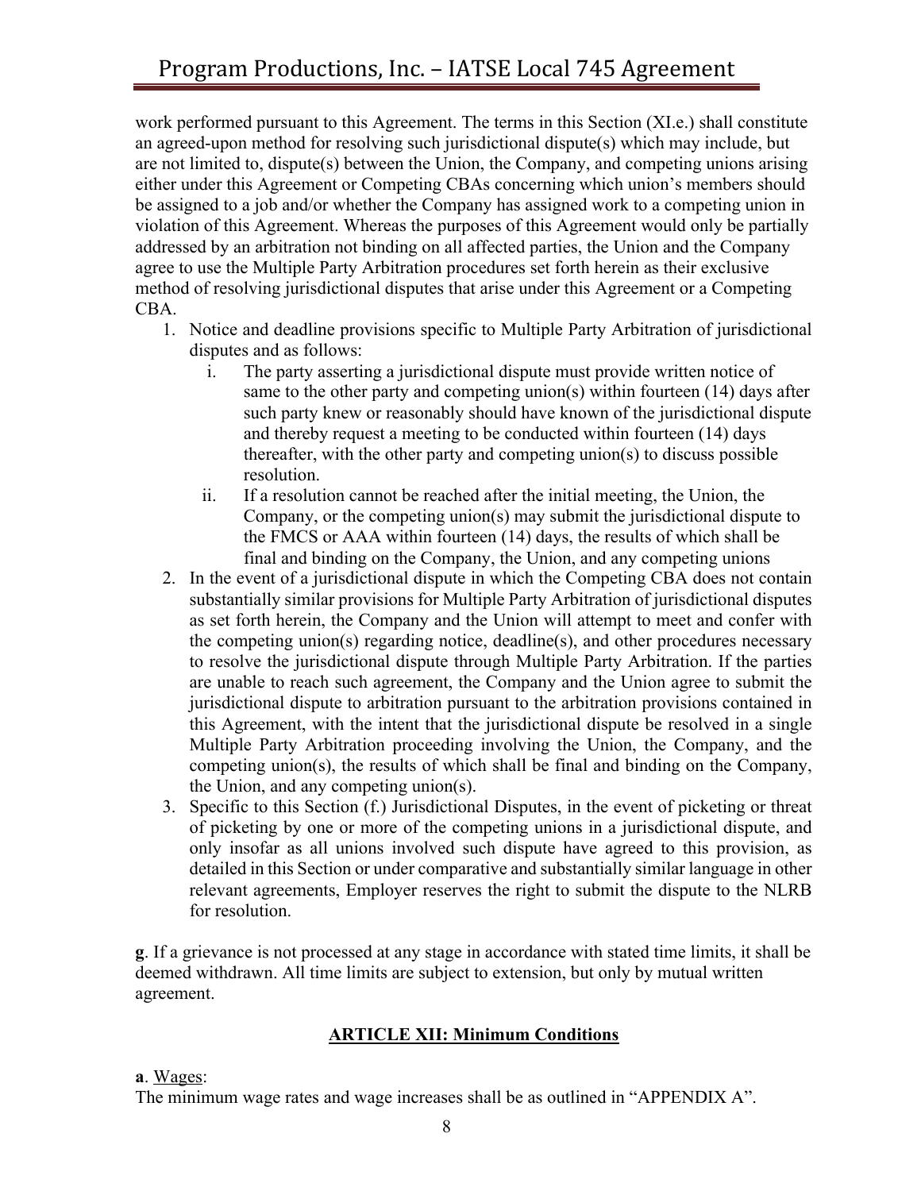work performed pursuant to this Agreement. The terms in this Section (XI.e.) shall constitute an agreed-upon method for resolving such jurisdictional dispute(s) which may include, but are not limited to, dispute(s) between the Union, the Company, and competing unions arising either under this Agreement or Competing CBAs concerning which union's members should be assigned to a job and/or whether the Company has assigned work to a competing union in violation of this Agreement. Whereas the purposes of this Agreement would only be partially addressed by an arbitration not binding on all affected parties, the Union and the Company agree to use the Multiple Party Arbitration procedures set forth herein as their exclusive method of resolving jurisdictional disputes that arise under this Agreement or a Competing CBA.

1. Notice and deadline provisions specific to Multiple Party Arbitration of jurisdictional disputes and as follows:
   i. The party asserting a jurisdictional dispute must provide written notice of same to the other party and competing union(s) within fourteen (14) days after such party knew or reasonably should have known of the jurisdictional dispute and thereby request a meeting to be conducted within fourteen (14) days thereafter, with the other party and competing union(s) to discuss possible resolution.
   ii. If a resolution cannot be reached after the initial meeting, the Union, the Company, or the competing union(s) may submit the jurisdictional dispute to the FMCS or AAA within fourteen (14) days, the results of which shall be final and binding on the Company, the Union, and any competing unions
2. In the event of a jurisdictional dispute in which the Competing CBA does not contain substantially similar provisions for Multiple Party Arbitration of jurisdictional disputes as set forth herein, the Company and the Union will attempt to meet and confer with the competing union(s) regarding notice, deadline(s), and other procedures necessary to resolve the jurisdictional dispute through Multiple Party Arbitration. If the parties are unable to reach such agreement, the Company and the Union agree to submit the jurisdictional dispute to arbitration pursuant to the arbitration provisions contained in this Agreement, with the intent that the jurisdictional dispute be resolved in a single Multiple Party Arbitration proceeding involving the Union, the Company, and the competing union(s), the results of which shall be final and binding on the Company, the Union, and any competing union(s).
3. Specific to this Section (f.) Jurisdictional Disputes, in the event of picketing or threat of picketing by one or more of the competing unions in a jurisdictional dispute, and only insofar as all unions involved such dispute have agreed to this provision, as detailed in this Section or under comparative and substantially similar language in other relevant agreements, Employer reserves the right to submit the dispute to the NLRB for resolution.

**g**. If a grievance is not processed at any stage in accordance with stated time limits, it shall be deemed withdrawn. All time limits are subject to extension, but only by mutual written agreement.

## ARTICLE XII: Minimum Conditions

**a**. Wages:
The minimum wage rates and wage increases shall be as outlined in "APPENDIX A".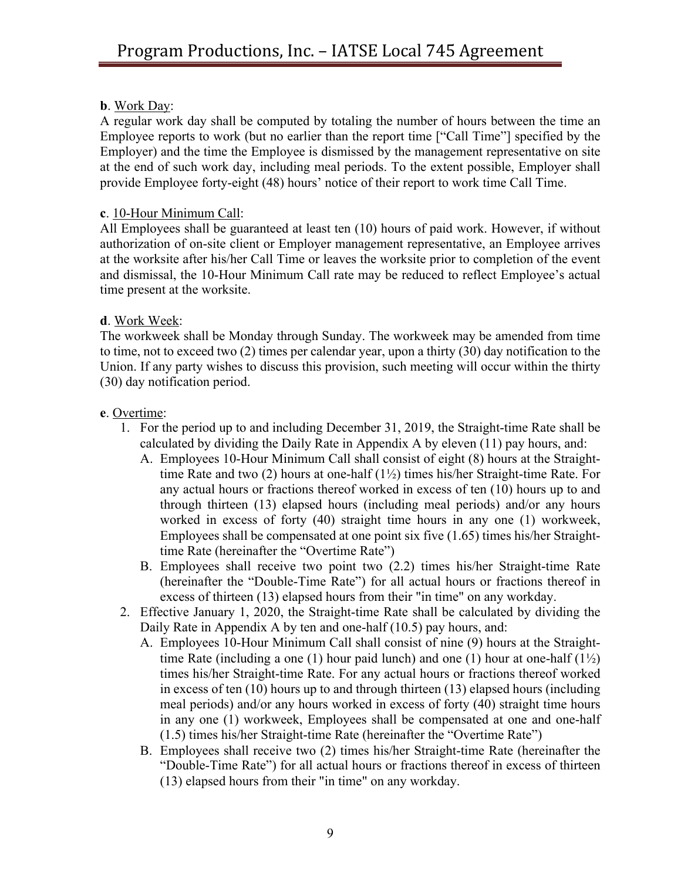**b**. Work Day:

A regular work day shall be computed by totaling the number of hours between the time an Employee reports to work (but no earlier than the report time ["Call Time"] specified by the Employer) and the time the Employee is dismissed by the management representative on site at the end of such work day, including meal periods. To the extent possible, Employer shall provide Employee forty-eight (48) hours' notice of their report to work time Call Time.

**c**. 10-Hour Minimum Call:

All Employees shall be guaranteed at least ten (10) hours of paid work. However, if without authorization of on-site client or Employer management representative, an Employee arrives at the worksite after his/her Call Time or leaves the worksite prior to completion of the event and dismissal, the 10-Hour Minimum Call rate may be reduced to reflect Employee's actual time present at the worksite.

**d**. Work Week:

The workweek shall be Monday through Sunday. The workweek may be amended from time to time, not to exceed two (2) times per calendar year, upon a thirty (30) day notification to the Union. If any party wishes to discuss this provision, such meeting will occur within the thirty (30) day notification period.

**e**. Overtime:

1. For the period up to and including December 31, 2019, the Straight-time Rate shall be calculated by dividing the Daily Rate in Appendix A by eleven (11) pay hours, and:
   A. Employees 10-Hour Minimum Call shall consist of eight (8) hours at the Straight-time Rate and two (2) hours at one-half (1½) times his/her Straight-time Rate. For any actual hours or fractions thereof worked in excess of ten (10) hours up to and through thirteen (13) elapsed hours (including meal periods) and/or any hours worked in excess of forty (40) straight time hours in any one (1) workweek, Employees shall be compensated at one point six five (1.65) times his/her Straight-time Rate (hereinafter the "Overtime Rate")
   B. Employees shall receive two point two (2.2) times his/her Straight-time Rate (hereinafter the "Double-Time Rate") for all actual hours or fractions thereof in excess of thirteen (13) elapsed hours from their "in time" on any workday.
2. Effective January 1, 2020, the Straight-time Rate shall be calculated by dividing the Daily Rate in Appendix A by ten and one-half (10.5) pay hours, and:
   A. Employees 10-Hour Minimum Call shall consist of nine (9) hours at the Straight-time Rate (including a one (1) hour paid lunch) and one (1) hour at one-half (1½) times his/her Straight-time Rate. For any actual hours or fractions thereof worked in excess of ten (10) hours up to and through thirteen (13) elapsed hours (including meal periods) and/or any hours worked in excess of forty (40) straight time hours in any one (1) workweek, Employees shall be compensated at one and one-half (1.5) times his/her Straight-time Rate (hereinafter the "Overtime Rate")
   B. Employees shall receive two (2) times his/her Straight-time Rate (hereinafter the "Double-Time Rate") for all actual hours or fractions thereof in excess of thirteen (13) elapsed hours from their "in time" on any workday.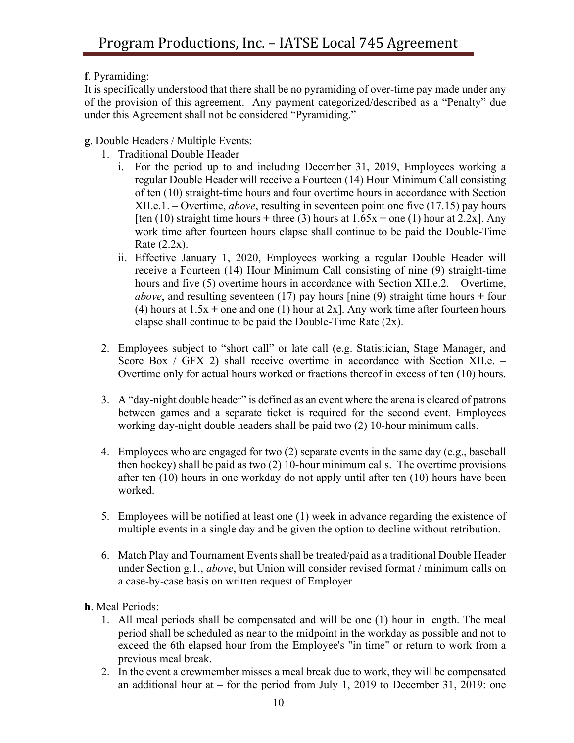**f**. Pyramiding:

It is specifically understood that there shall be no pyramiding of over-time pay made under any of the provision of this agreement. Any payment categorized/described as a "Penalty" due under this Agreement shall not be considered "Pyramiding."

**g**. Double Headers / Multiple Events:

1. Traditional Double Header
   i. For the period up to and including December 31, 2019, Employees working a regular Double Header will receive a Fourteen (14) Hour Minimum Call consisting of ten (10) straight-time hours and four overtime hours in accordance with Section XII.e.1. – Overtime, *above*, resulting in seventeen point one five (17.15) pay hours [ten (10) straight time hours + three (3) hours at 1.65x + one (1) hour at 2.2x]. Any work time after fourteen hours elapse shall continue to be paid the Double-Time Rate (2.2x).
   ii. Effective January 1, 2020, Employees working a regular Double Header will receive a Fourteen (14) Hour Minimum Call consisting of nine (9) straight-time hours and five (5) overtime hours in accordance with Section XII.e.2. – Overtime, *above*, and resulting seventeen (17) pay hours [nine (9) straight time hours + four (4) hours at 1.5x + one and one (1) hour at 2x]. Any work time after fourteen hours elapse shall continue to be paid the Double-Time Rate (2x).

2. Employees subject to "short call" or late call (e.g. Statistician, Stage Manager, and Score Box / GFX 2) shall receive overtime in accordance with Section XII.e. – Overtime only for actual hours worked or fractions thereof in excess of ten (10) hours.

3. A "day-night double header" is defined as an event where the arena is cleared of patrons between games and a separate ticket is required for the second event. Employees working day-night double headers shall be paid two (2) 10-hour minimum calls.

4. Employees who are engaged for two (2) separate events in the same day (e.g., baseball then hockey) shall be paid as two (2) 10-hour minimum calls. The overtime provisions after ten (10) hours in one workday do not apply until after ten (10) hours have been worked.

5. Employees will be notified at least one (1) week in advance regarding the existence of multiple events in a single day and be given the option to decline without retribution.

6. Match Play and Tournament Events shall be treated/paid as a traditional Double Header under Section g.1., *above*, but Union will consider revised format / minimum calls on a case-by-case basis on written request of Employer

**h**. Meal Periods:

1. All meal periods shall be compensated and will be one (1) hour in length. The meal period shall be scheduled as near to the midpoint in the workday as possible and not to exceed the 6th elapsed hour from the Employee's "in time" or return to work from a previous meal break.
2. In the event a crewmember misses a meal break due to work, they will be compensated an additional hour at – for the period from July 1, 2019 to December 31, 2019: one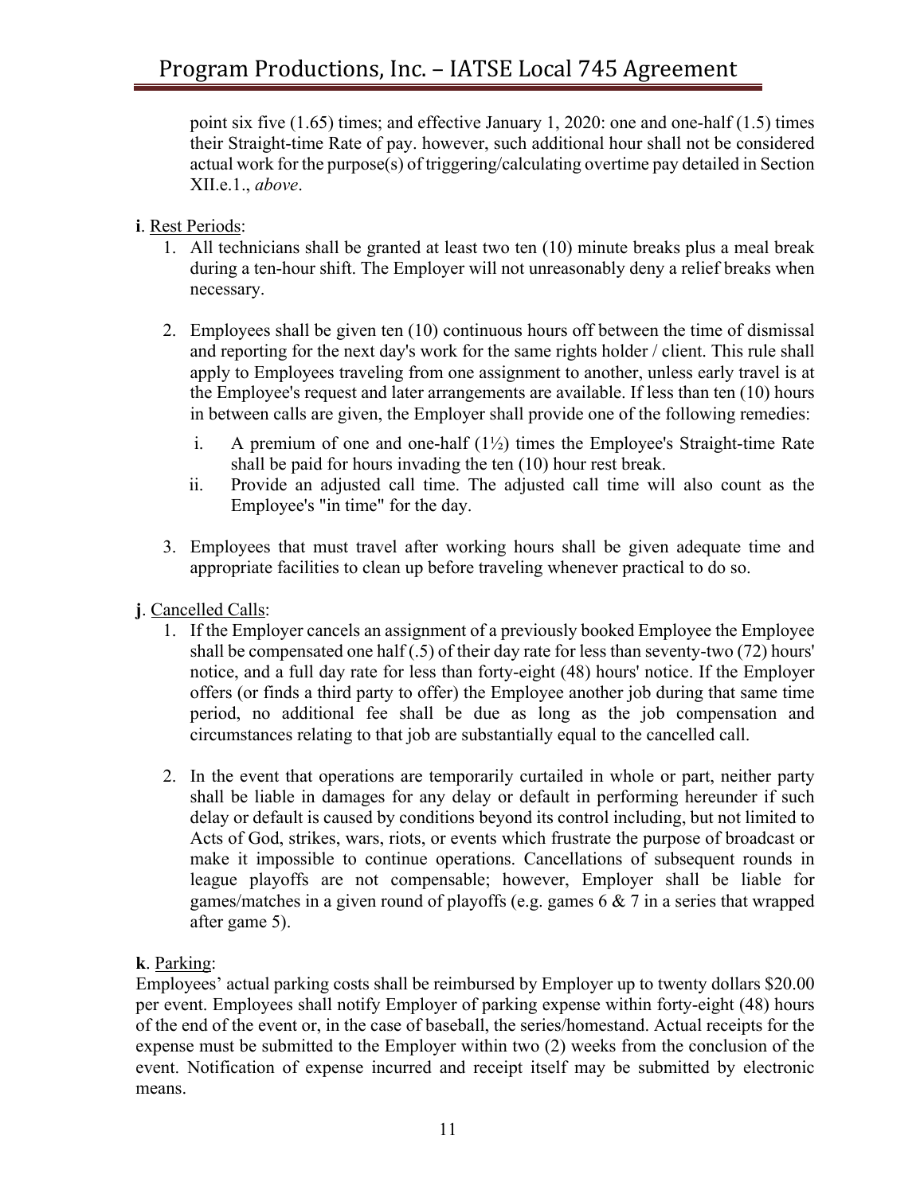point six five (1.65) times; and effective January 1, 2020: one and one-half (1.5) times their Straight-time Rate of pay. however, such additional hour shall not be considered actual work for the purpose(s) of triggering/calculating overtime pay detailed in Section XII.e.1., *above*.

**i**. Rest Periods:

1. All technicians shall be granted at least two ten (10) minute breaks plus a meal break during a ten-hour shift. The Employer will not unreasonably deny a relief breaks when necessary.

2. Employees shall be given ten (10) continuous hours off between the time of dismissal and reporting for the next day's work for the same rights holder / client. This rule shall apply to Employees traveling from one assignment to another, unless early travel is at the Employee's request and later arrangements are available. If less than ten (10) hours in between calls are given, the Employer shall provide one of the following remedies:

   i. A premium of one and one-half (1½) times the Employee's Straight-time Rate shall be paid for hours invading the ten (10) hour rest break.

   ii. Provide an adjusted call time. The adjusted call time will also count as the Employee's "in time" for the day.

3. Employees that must travel after working hours shall be given adequate time and appropriate facilities to clean up before traveling whenever practical to do so.

**j**. Cancelled Calls:

1. If the Employer cancels an assignment of a previously booked Employee the Employee shall be compensated one half (.5) of their day rate for less than seventy-two (72) hours' notice, and a full day rate for less than forty-eight (48) hours' notice. If the Employer offers (or finds a third party to offer) the Employee another job during that same time period, no additional fee shall be due as long as the job compensation and circumstances relating to that job are substantially equal to the cancelled call.

2. In the event that operations are temporarily curtailed in whole or part, neither party shall be liable in damages for any delay or default in performing hereunder if such delay or default is caused by conditions beyond its control including, but not limited to Acts of God, strikes, wars, riots, or events which frustrate the purpose of broadcast or make it impossible to continue operations. Cancellations of subsequent rounds in league playoffs are not compensable; however, Employer shall be liable for games/matches in a given round of playoffs (e.g. games 6 & 7 in a series that wrapped after game 5).

**k**. Parking:

Employees' actual parking costs shall be reimbursed by Employer up to twenty dollars $20.00 per event. Employees shall notify Employer of parking expense within forty-eight (48) hours of the end of the event or, in the case of baseball, the series/homestand. Actual receipts for the expense must be submitted to the Employer within two (2) weeks from the conclusion of the event. Notification of expense incurred and receipt itself may be submitted by electronic means.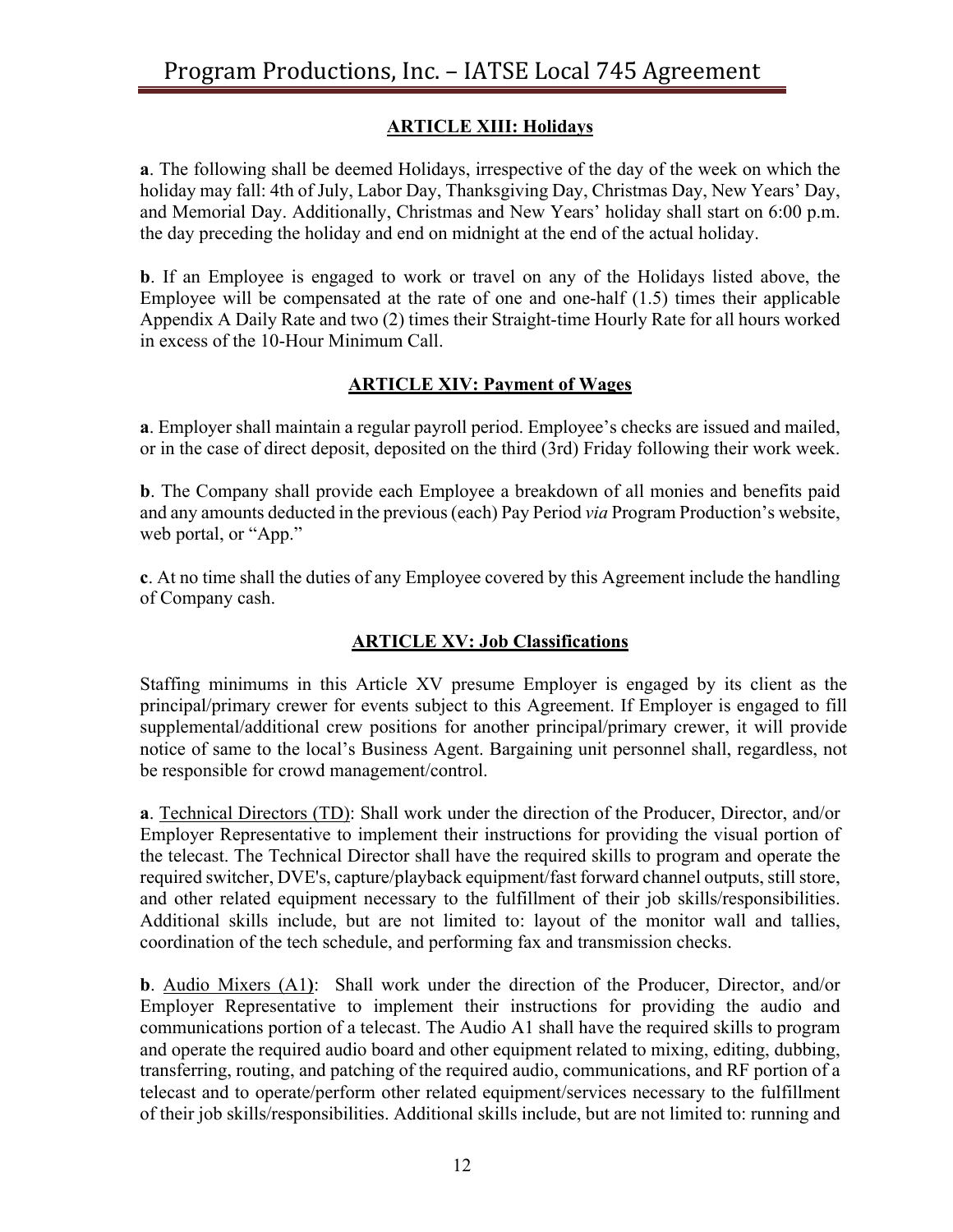## ARTICLE XIII: Holidays

**a**. The following shall be deemed Holidays, irrespective of the day of the week on which the holiday may fall: 4th of July, Labor Day, Thanksgiving Day, Christmas Day, New Years' Day, and Memorial Day. Additionally, Christmas and New Years' holiday shall start on 6:00 p.m. the day preceding the holiday and end on midnight at the end of the actual holiday.

**b**. If an Employee is engaged to work or travel on any of the Holidays listed above, the Employee will be compensated at the rate of one and one-half (1.5) times their applicable Appendix A Daily Rate and two (2) times their Straight-time Hourly Rate for all hours worked in excess of the 10-Hour Minimum Call.

## ARTICLE XIV: Payment of Wages

**a**. Employer shall maintain a regular payroll period. Employee's checks are issued and mailed, or in the case of direct deposit, deposited on the third (3rd) Friday following their work week.

**b**. The Company shall provide each Employee a breakdown of all monies and benefits paid and any amounts deducted in the previous (each) Pay Period *via* Program Production's website, web portal, or "App."

**c**. At no time shall the duties of any Employee covered by this Agreement include the handling of Company cash.

## ARTICLE XV: Job Classifications

Staffing minimums in this Article XV presume Employer is engaged by its client as the principal/primary crewer for events subject to this Agreement. If Employer is engaged to fill supplemental/additional crew positions for another principal/primary crewer, it will provide notice of same to the local's Business Agent. Bargaining unit personnel shall, regardless, not be responsible for crowd management/control.

**a**. Technical Directors (TD): Shall work under the direction of the Producer, Director, and/or Employer Representative to implement their instructions for providing the visual portion of the telecast. The Technical Director shall have the required skills to program and operate the required switcher, DVE's, capture/playback equipment/fast forward channel outputs, still store, and other related equipment necessary to the fulfillment of their job skills/responsibilities. Additional skills include, but are not limited to: layout of the monitor wall and tallies, coordination of the tech schedule, and performing fax and transmission checks.

**b**. Audio Mixers (A1): Shall work under the direction of the Producer, Director, and/or Employer Representative to implement their instructions for providing the audio and communications portion of a telecast. The Audio A1 shall have the required skills to program and operate the required audio board and other equipment related to mixing, editing, dubbing, transferring, routing, and patching of the required audio, communications, and RF portion of a telecast and to operate/perform other related equipment/services necessary to the fulfillment of their job skills/responsibilities. Additional skills include, but are not limited to: running and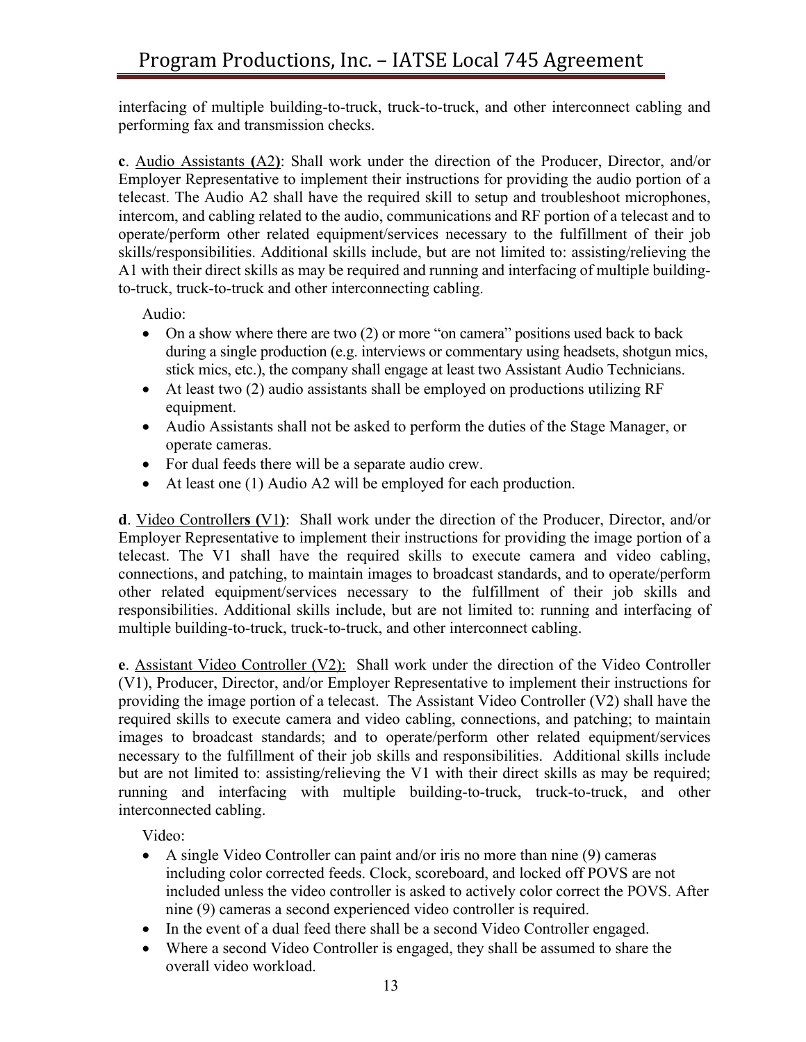interfacing of multiple building-to-truck, truck-to-truck, and other interconnect cabling and performing fax and transmission checks.

**c**. Audio Assistants **(**A2**)**: Shall work under the direction of the Producer, Director, and/or Employer Representative to implement their instructions for providing the audio portion of a telecast. The Audio A2 shall have the required skill to setup and troubleshoot microphones, intercom, and cabling related to the audio, communications and RF portion of a telecast and to operate/perform other related equipment/services necessary to the fulfillment of their job skills/responsibilities. Additional skills include, but are not limited to: assisting/relieving the A1 with their direct skills as may be required and running and interfacing of multiple building-to-truck, truck-to-truck and other interconnecting cabling.

Audio:

- On a show where there are two (2) or more "on camera" positions used back to back during a single production (e.g. interviews or commentary using headsets, shotgun mics, stick mics, etc.), the company shall engage at least two Assistant Audio Technicians.
- At least two (2) audio assistants shall be employed on productions utilizing RF equipment.
- Audio Assistants shall not be asked to perform the duties of the Stage Manager, or operate cameras.
- For dual feeds there will be a separate audio crew.
- At least one (1) Audio A2 will be employed for each production.

**d**. Video Controller**s (**V1**)**: Shall work under the direction of the Producer, Director, and/or Employer Representative to implement their instructions for providing the image portion of a telecast. The V1 shall have the required skills to execute camera and video cabling, connections, and patching, to maintain images to broadcast standards, and to operate/perform other related equipment/services necessary to the fulfillment of their job skills and responsibilities. Additional skills include, but are not limited to: running and interfacing of multiple building-to-truck, truck-to-truck, and other interconnect cabling.

**e**. Assistant Video Controller (V2): Shall work under the direction of the Video Controller (V1), Producer, Director, and/or Employer Representative to implement their instructions for providing the image portion of a telecast. The Assistant Video Controller (V2) shall have the required skills to execute camera and video cabling, connections, and patching; to maintain images to broadcast standards; and to operate/perform other related equipment/services necessary to the fulfillment of their job skills and responsibilities. Additional skills include but are not limited to: assisting/relieving the V1 with their direct skills as may be required; running and interfacing with multiple building-to-truck, truck-to-truck, and other interconnected cabling.

Video:

- A single Video Controller can paint and/or iris no more than nine (9) cameras including color corrected feeds. Clock, scoreboard, and locked off POVS are not included unless the video controller is asked to actively color correct the POVS. After nine (9) cameras a second experienced video controller is required.
- In the event of a dual feed there shall be a second Video Controller engaged.
- Where a second Video Controller is engaged, they shall be assumed to share the overall video workload.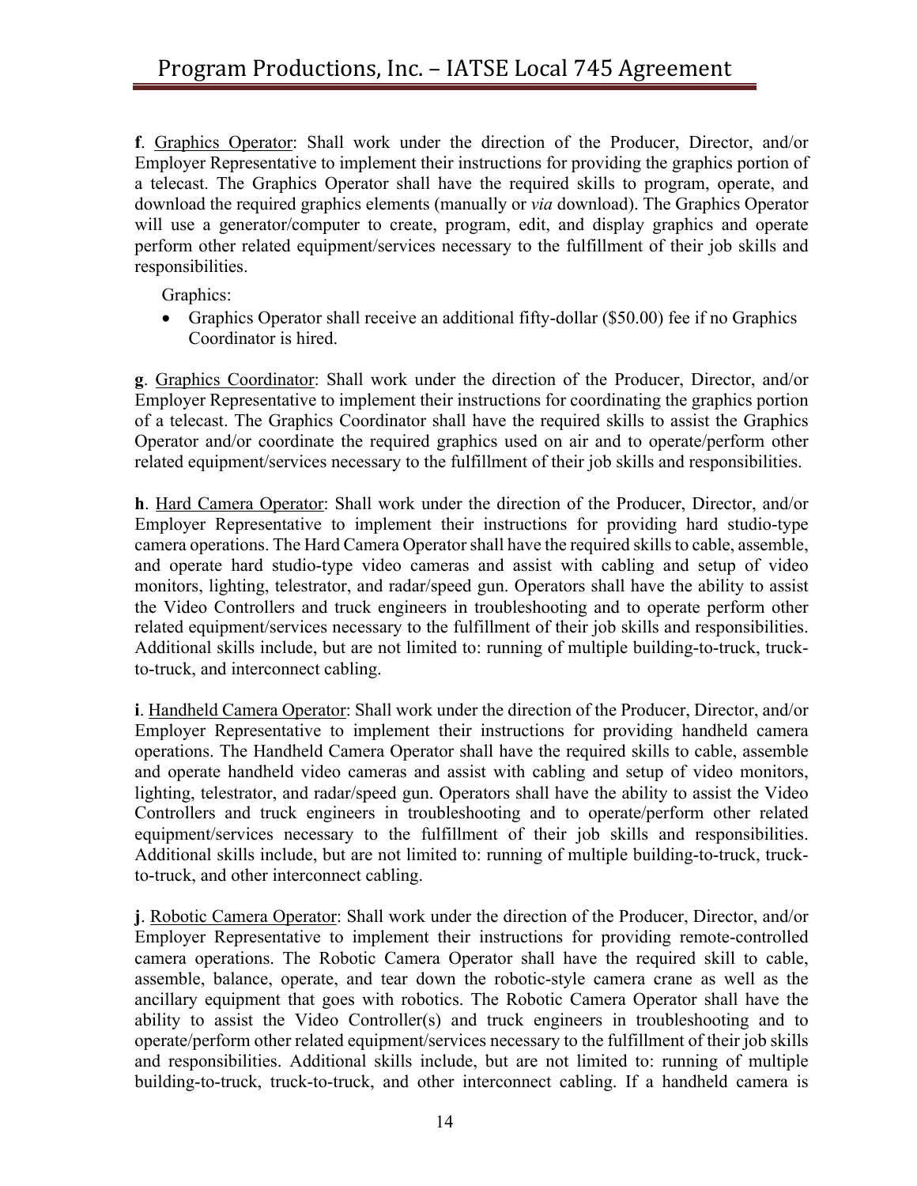**f**. Graphics Operator: Shall work under the direction of the Producer, Director, and/or Employer Representative to implement their instructions for providing the graphics portion of a telecast. The Graphics Operator shall have the required skills to program, operate, and download the required graphics elements (manually or *via* download). The Graphics Operator will use a generator/computer to create, program, edit, and display graphics and operate perform other related equipment/services necessary to the fulfillment of their job skills and responsibilities.

Graphics:

- Graphics Operator shall receive an additional fifty-dollar ($50.00) fee if no Graphics Coordinator is hired.

**g**. Graphics Coordinator: Shall work under the direction of the Producer, Director, and/or Employer Representative to implement their instructions for coordinating the graphics portion of a telecast. The Graphics Coordinator shall have the required skills to assist the Graphics Operator and/or coordinate the required graphics used on air and to operate/perform other related equipment/services necessary to the fulfillment of their job skills and responsibilities.

**h**. Hard Camera Operator: Shall work under the direction of the Producer, Director, and/or Employer Representative to implement their instructions for providing hard studio-type camera operations. The Hard Camera Operator shall have the required skills to cable, assemble, and operate hard studio-type video cameras and assist with cabling and setup of video monitors, lighting, telestrator, and radar/speed gun. Operators shall have the ability to assist the Video Controllers and truck engineers in troubleshooting and to operate perform other related equipment/services necessary to the fulfillment of their job skills and responsibilities. Additional skills include, but are not limited to: running of multiple building-to-truck, truck-to-truck, and interconnect cabling.

**i**. Handheld Camera Operator: Shall work under the direction of the Producer, Director, and/or Employer Representative to implement their instructions for providing handheld camera operations. The Handheld Camera Operator shall have the required skills to cable, assemble and operate handheld video cameras and assist with cabling and setup of video monitors, lighting, telestrator, and radar/speed gun. Operators shall have the ability to assist the Video Controllers and truck engineers in troubleshooting and to operate/perform other related equipment/services necessary to the fulfillment of their job skills and responsibilities. Additional skills include, but are not limited to: running of multiple building-to-truck, truck-to-truck, and other interconnect cabling.

**j**. Robotic Camera Operator: Shall work under the direction of the Producer, Director, and/or Employer Representative to implement their instructions for providing remote-controlled camera operations. The Robotic Camera Operator shall have the required skill to cable, assemble, balance, operate, and tear down the robotic-style camera crane as well as the ancillary equipment that goes with robotics. The Robotic Camera Operator shall have the ability to assist the Video Controller(s) and truck engineers in troubleshooting and to operate/perform other related equipment/services necessary to the fulfillment of their job skills and responsibilities. Additional skills include, but are not limited to: running of multiple building-to-truck, truck-to-truck, and other interconnect cabling. If a handheld camera is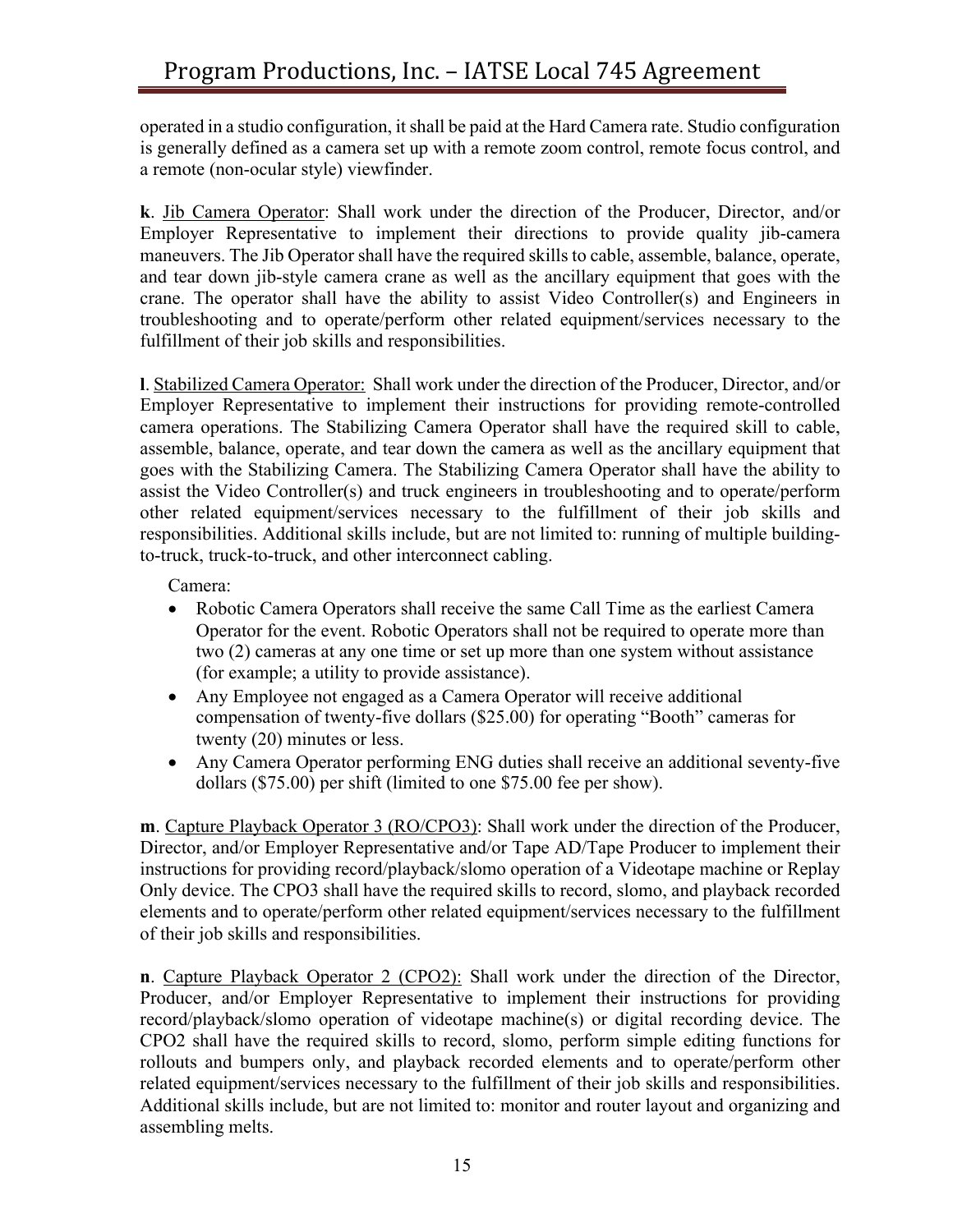operated in a studio configuration, it shall be paid at the Hard Camera rate. Studio configuration is generally defined as a camera set up with a remote zoom control, remote focus control, and a remote (non-ocular style) viewfinder.

**k**. Jib Camera Operator: Shall work under the direction of the Producer, Director, and/or Employer Representative to implement their directions to provide quality jib-camera maneuvers. The Jib Operator shall have the required skills to cable, assemble, balance, operate, and tear down jib-style camera crane as well as the ancillary equipment that goes with the crane. The operator shall have the ability to assist Video Controller(s) and Engineers in troubleshooting and to operate/perform other related equipment/services necessary to the fulfillment of their job skills and responsibilities.

**l**. Stabilized Camera Operator: Shall work under the direction of the Producer, Director, and/or Employer Representative to implement their instructions for providing remote-controlled camera operations. The Stabilizing Camera Operator shall have the required skill to cable, assemble, balance, operate, and tear down the camera as well as the ancillary equipment that goes with the Stabilizing Camera. The Stabilizing Camera Operator shall have the ability to assist the Video Controller(s) and truck engineers in troubleshooting and to operate/perform other related equipment/services necessary to the fulfillment of their job skills and responsibilities. Additional skills include, but are not limited to: running of multiple building-to-truck, truck-to-truck, and other interconnect cabling.

Camera:

- Robotic Camera Operators shall receive the same Call Time as the earliest Camera Operator for the event. Robotic Operators shall not be required to operate more than two (2) cameras at any one time or set up more than one system without assistance (for example; a utility to provide assistance).
- Any Employee not engaged as a Camera Operator will receive additional compensation of twenty-five dollars ($25.00) for operating "Booth" cameras for twenty (20) minutes or less.
- Any Camera Operator performing ENG duties shall receive an additional seventy-five dollars ($75.00) per shift (limited to one $75.00 fee per show).

**m**. Capture Playback Operator 3 (RO/CPO3): Shall work under the direction of the Producer, Director, and/or Employer Representative and/or Tape AD/Tape Producer to implement their instructions for providing record/playback/slomo operation of a Videotape machine or Replay Only device. The CPO3 shall have the required skills to record, slomo, and playback recorded elements and to operate/perform other related equipment/services necessary to the fulfillment of their job skills and responsibilities.

**n**. Capture Playback Operator 2 (CPO2): Shall work under the direction of the Director, Producer, and/or Employer Representative to implement their instructions for providing record/playback/slomo operation of videotape machine(s) or digital recording device. The CPO2 shall have the required skills to record, slomo, perform simple editing functions for rollouts and bumpers only, and playback recorded elements and to operate/perform other related equipment/services necessary to the fulfillment of their job skills and responsibilities. Additional skills include, but are not limited to: monitor and router layout and organizing and assembling melts.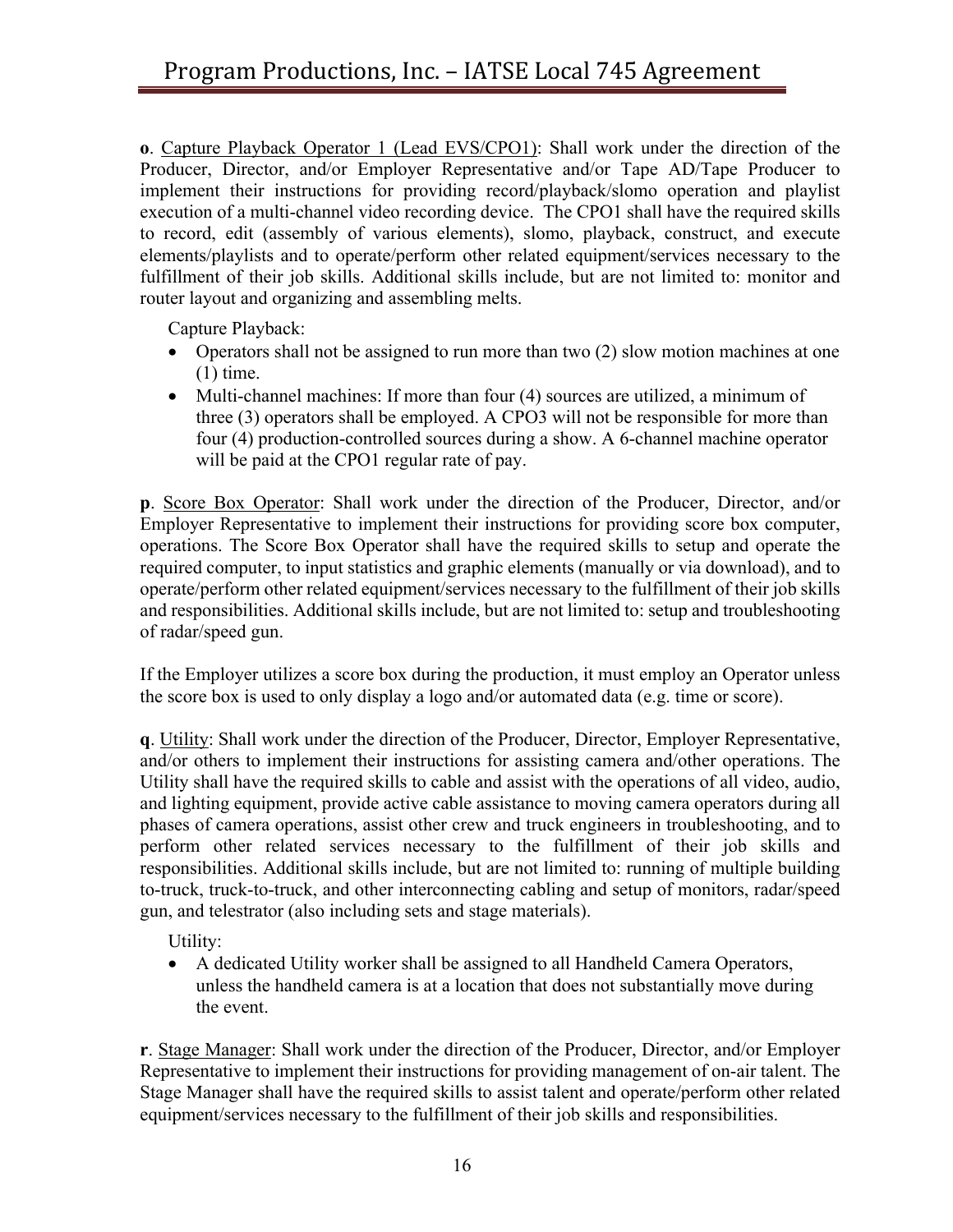**o**. Capture Playback Operator 1 (Lead EVS/CPO1): Shall work under the direction of the Producer, Director, and/or Employer Representative and/or Tape AD/Tape Producer to implement their instructions for providing record/playback/slomo operation and playlist execution of a multi-channel video recording device. The CPO1 shall have the required skills to record, edit (assembly of various elements), slomo, playback, construct, and execute elements/playlists and to operate/perform other related equipment/services necessary to the fulfillment of their job skills. Additional skills include, but are not limited to: monitor and router layout and organizing and assembling melts.

Capture Playback:

- Operators shall not be assigned to run more than two (2) slow motion machines at one (1) time.
- Multi-channel machines: If more than four (4) sources are utilized, a minimum of three (3) operators shall be employed. A CPO3 will not be responsible for more than four (4) production-controlled sources during a show. A 6-channel machine operator will be paid at the CPO1 regular rate of pay.

**p**. Score Box Operator: Shall work under the direction of the Producer, Director, and/or Employer Representative to implement their instructions for providing score box computer, operations. The Score Box Operator shall have the required skills to setup and operate the required computer, to input statistics and graphic elements (manually or via download), and to operate/perform other related equipment/services necessary to the fulfillment of their job skills and responsibilities. Additional skills include, but are not limited to: setup and troubleshooting of radar/speed gun.

If the Employer utilizes a score box during the production, it must employ an Operator unless the score box is used to only display a logo and/or automated data (e.g. time or score).

**q**. Utility: Shall work under the direction of the Producer, Director, Employer Representative, and/or others to implement their instructions for assisting camera and/other operations. The Utility shall have the required skills to cable and assist with the operations of all video, audio, and lighting equipment, provide active cable assistance to moving camera operators during all phases of camera operations, assist other crew and truck engineers in troubleshooting, and to perform other related services necessary to the fulfillment of their job skills and responsibilities. Additional skills include, but are not limited to: running of multiple building to-truck, truck-to-truck, and other interconnecting cabling and setup of monitors, radar/speed gun, and telestrator (also including sets and stage materials).

Utility:

- A dedicated Utility worker shall be assigned to all Handheld Camera Operators, unless the handheld camera is at a location that does not substantially move during the event.

**r**. Stage Manager: Shall work under the direction of the Producer, Director, and/or Employer Representative to implement their instructions for providing management of on-air talent. The Stage Manager shall have the required skills to assist talent and operate/perform other related equipment/services necessary to the fulfillment of their job skills and responsibilities.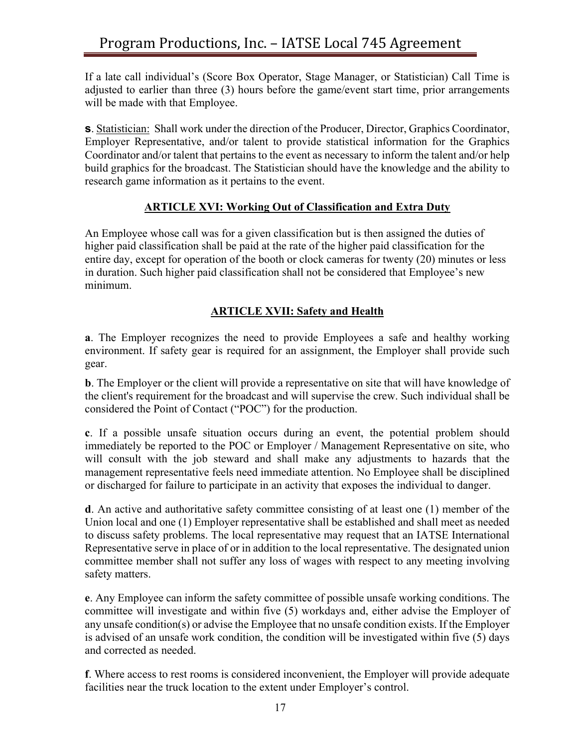If a late call individual's (Score Box Operator, Stage Manager, or Statistician) Call Time is adjusted to earlier than three (3) hours before the game/event start time, prior arrangements will be made with that Employee.

**s**. Statistician: Shall work under the direction of the Producer, Director, Graphics Coordinator, Employer Representative, and/or talent to provide statistical information for the Graphics Coordinator and/or talent that pertains to the event as necessary to inform the talent and/or help build graphics for the broadcast. The Statistician should have the knowledge and the ability to research game information as it pertains to the event.

## ARTICLE XVI: Working Out of Classification and Extra Duty

An Employee whose call was for a given classification but is then assigned the duties of higher paid classification shall be paid at the rate of the higher paid classification for the entire day, except for operation of the booth or clock cameras for twenty (20) minutes or less in duration. Such higher paid classification shall not be considered that Employee's new minimum.

## ARTICLE XVII: Safety and Health

**a**. The Employer recognizes the need to provide Employees a safe and healthy working environment. If safety gear is required for an assignment, the Employer shall provide such gear.

**b**. The Employer or the client will provide a representative on site that will have knowledge of the client's requirement for the broadcast and will supervise the crew. Such individual shall be considered the Point of Contact ("POC") for the production.

**c**. If a possible unsafe situation occurs during an event, the potential problem should immediately be reported to the POC or Employer / Management Representative on site, who will consult with the job steward and shall make any adjustments to hazards that the management representative feels need immediate attention. No Employee shall be disciplined or discharged for failure to participate in an activity that exposes the individual to danger.

**d**. An active and authoritative safety committee consisting of at least one (1) member of the Union local and one (1) Employer representative shall be established and shall meet as needed to discuss safety problems. The local representative may request that an IATSE International Representative serve in place of or in addition to the local representative. The designated union committee member shall not suffer any loss of wages with respect to any meeting involving safety matters.

**e**. Any Employee can inform the safety committee of possible unsafe working conditions. The committee will investigate and within five (5) workdays and, either advise the Employer of any unsafe condition(s) or advise the Employee that no unsafe condition exists. If the Employer is advised of an unsafe work condition, the condition will be investigated within five (5) days and corrected as needed.

**f**. Where access to rest rooms is considered inconvenient, the Employer will provide adequate facilities near the truck location to the extent under Employer's control.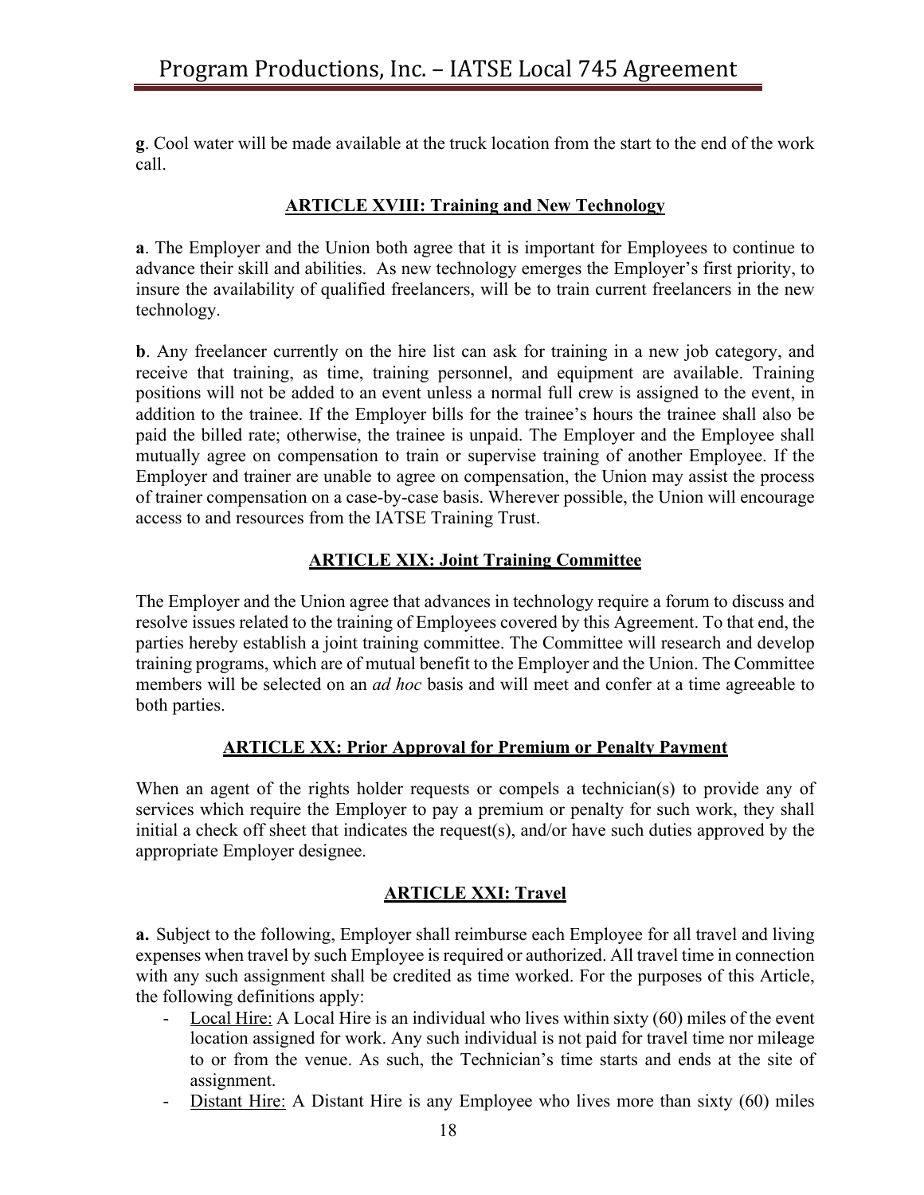**g**. Cool water will be made available at the truck location from the start to the end of the work call.

## ARTICLE XVIII: Training and New Technology

**a**. The Employer and the Union both agree that it is important for Employees to continue to advance their skill and abilities. As new technology emerges the Employer's first priority, to insure the availability of qualified freelancers, will be to train current freelancers in the new technology.

**b**. Any freelancer currently on the hire list can ask for training in a new job category, and receive that training, as time, training personnel, and equipment are available. Training positions will not be added to an event unless a normal full crew is assigned to the event, in addition to the trainee. If the Employer bills for the trainee's hours the trainee shall also be paid the billed rate; otherwise, the trainee is unpaid. The Employer and the Employee shall mutually agree on compensation to train or supervise training of another Employee. If the Employer and trainer are unable to agree on compensation, the Union may assist the process of trainer compensation on a case-by-case basis. Wherever possible, the Union will encourage access to and resources from the IATSE Training Trust.

## ARTICLE XIX: Joint Training Committee

The Employer and the Union agree that advances in technology require a forum to discuss and resolve issues related to the training of Employees covered by this Agreement. To that end, the parties hereby establish a joint training committee. The Committee will research and develop training programs, which are of mutual benefit to the Employer and the Union. The Committee members will be selected on an *ad hoc* basis and will meet and confer at a time agreeable to both parties.

## ARTICLE XX: Prior Approval for Premium or Penalty Payment

When an agent of the rights holder requests or compels a technician(s) to provide any of services which require the Employer to pay a premium or penalty for such work, they shall initial a check off sheet that indicates the request(s), and/or have such duties approved by the appropriate Employer designee.

## ARTICLE XXI: Travel

**a.** Subject to the following, Employer shall reimburse each Employee for all travel and living expenses when travel by such Employee is required or authorized. All travel time in connection with any such assignment shall be credited as time worked. For the purposes of this Article, the following definitions apply:

- Local Hire: A Local Hire is an individual who lives within sixty (60) miles of the event location assigned for work. Any such individual is not paid for travel time nor mileage to or from the venue. As such, the Technician's time starts and ends at the site of assignment.
- Distant Hire: A Distant Hire is any Employee who lives more than sixty (60) miles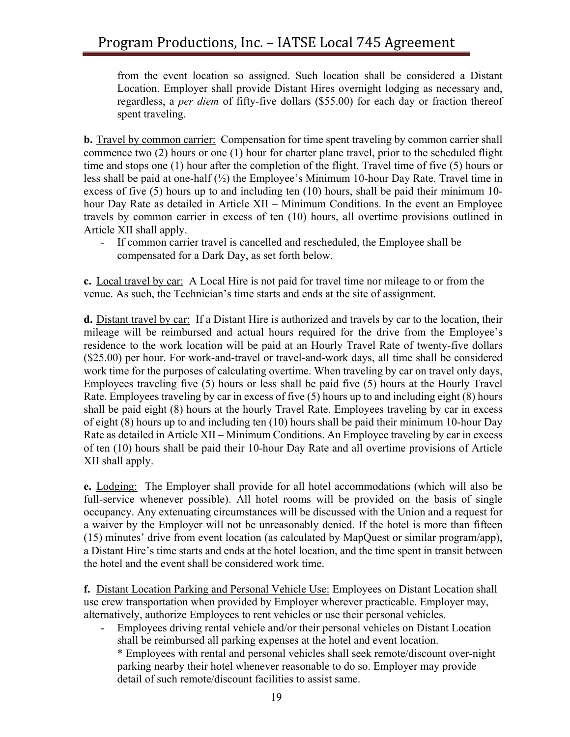from the event location so assigned. Such location shall be considered a Distant Location. Employer shall provide Distant Hires overnight lodging as necessary and, regardless, a *per diem* of fifty-five dollars ($55.00) for each day or fraction thereof spent traveling.

**b.** Travel by common carrier: Compensation for time spent traveling by common carrier shall commence two (2) hours or one (1) hour for charter plane travel, prior to the scheduled flight time and stops one (1) hour after the completion of the flight. Travel time of five (5) hours or less shall be paid at one-half (½) the Employee's Minimum 10-hour Day Rate. Travel time in excess of five (5) hours up to and including ten (10) hours, shall be paid their minimum 10-hour Day Rate as detailed in Article XII – Minimum Conditions. In the event an Employee travels by common carrier in excess of ten (10) hours, all overtime provisions outlined in Article XII shall apply.

- If common carrier travel is cancelled and rescheduled, the Employee shall be compensated for a Dark Day, as set forth below.

**c.** Local travel by car: A Local Hire is not paid for travel time nor mileage to or from the venue. As such, the Technician's time starts and ends at the site of assignment.

**d.** Distant travel by car: If a Distant Hire is authorized and travels by car to the location, their mileage will be reimbursed and actual hours required for the drive from the Employee's residence to the work location will be paid at an Hourly Travel Rate of twenty-five dollars ($25.00) per hour. For work-and-travel or travel-and-work days, all time shall be considered work time for the purposes of calculating overtime. When traveling by car on travel only days, Employees traveling five (5) hours or less shall be paid five (5) hours at the Hourly Travel Rate. Employees traveling by car in excess of five (5) hours up to and including eight (8) hours shall be paid eight (8) hours at the hourly Travel Rate. Employees traveling by car in excess of eight (8) hours up to and including ten (10) hours shall be paid their minimum 10-hour Day Rate as detailed in Article XII – Minimum Conditions. An Employee traveling by car in excess of ten (10) hours shall be paid their 10-hour Day Rate and all overtime provisions of Article XII shall apply.

**e.** Lodging: The Employer shall provide for all hotel accommodations (which will also be full-service whenever possible). All hotel rooms will be provided on the basis of single occupancy. Any extenuating circumstances will be discussed with the Union and a request for a waiver by the Employer will not be unreasonably denied. If the hotel is more than fifteen (15) minutes' drive from event location (as calculated by MapQuest or similar program/app), a Distant Hire's time starts and ends at the hotel location, and the time spent in transit between the hotel and the event shall be considered work time.

**f.** Distant Location Parking and Personal Vehicle Use: Employees on Distant Location shall use crew transportation when provided by Employer wherever practicable. Employer may, alternatively, authorize Employees to rent vehicles or use their personal vehicles.

- Employees driving rental vehicle and/or their personal vehicles on Distant Location shall be reimbursed all parking expenses at the hotel and event location.
  * Employees with rental and personal vehicles shall seek remote/discount over-night parking nearby their hotel whenever reasonable to do so. Employer may provide detail of such remote/discount facilities to assist same.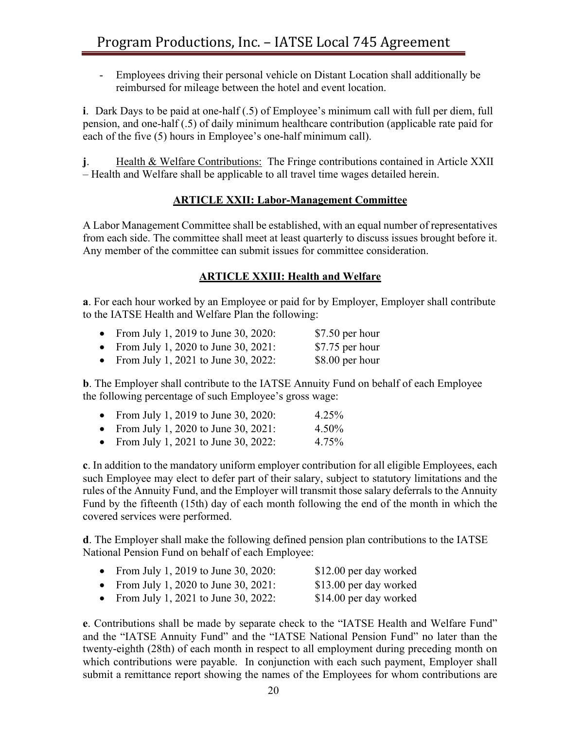- Employees driving their personal vehicle on Distant Location shall additionally be reimbursed for mileage between the hotel and event location.

**i**. Dark Days to be paid at one-half (.5) of Employee's minimum call with full per diem, full pension, and one-half (.5) of daily minimum healthcare contribution (applicable rate paid for each of the five (5) hours in Employee's one-half minimum call).

**j**. Health & Welfare Contributions: The Fringe contributions contained in Article XXII – Health and Welfare shall be applicable to all travel time wages detailed herein.

## ARTICLE XXII: Labor-Management Committee

A Labor Management Committee shall be established, with an equal number of representatives from each side. The committee shall meet at least quarterly to discuss issues brought before it. Any member of the committee can submit issues for committee consideration.

## ARTICLE XXIII: Health and Welfare

**a**. For each hour worked by an Employee or paid for by Employer, Employer shall contribute to the IATSE Health and Welfare Plan the following:

- From July 1, 2019 to June 30, 2020: $7.50 per hour
- From July 1, 2020 to June 30, 2021: $7.75 per hour
- From July 1, 2021 to June 30, 2022: $8.00 per hour

**b**. The Employer shall contribute to the IATSE Annuity Fund on behalf of each Employee the following percentage of such Employee's gross wage:

- From July 1, 2019 to June 30, 2020: 4.25%
- From July 1, 2020 to June 30, 2021: 4.50%
- From July 1, 2021 to June 30, 2022: 4.75%

**c**. In addition to the mandatory uniform employer contribution for all eligible Employees, each such Employee may elect to defer part of their salary, subject to statutory limitations and the rules of the Annuity Fund, and the Employer will transmit those salary deferrals to the Annuity Fund by the fifteenth (15th) day of each month following the end of the month in which the covered services were performed.

**d**. The Employer shall make the following defined pension plan contributions to the IATSE National Pension Fund on behalf of each Employee:

- From July 1, 2019 to June 30, 2020: $12.00 per day worked
- From July 1, 2020 to June 30, 2021: $13.00 per day worked
- From July 1, 2021 to June 30, 2022: $14.00 per day worked

**e**. Contributions shall be made by separate check to the "IATSE Health and Welfare Fund" and the "IATSE Annuity Fund" and the "IATSE National Pension Fund" no later than the twenty-eighth (28th) of each month in respect to all employment during preceding month on which contributions were payable. In conjunction with each such payment, Employer shall submit a remittance report showing the names of the Employees for whom contributions are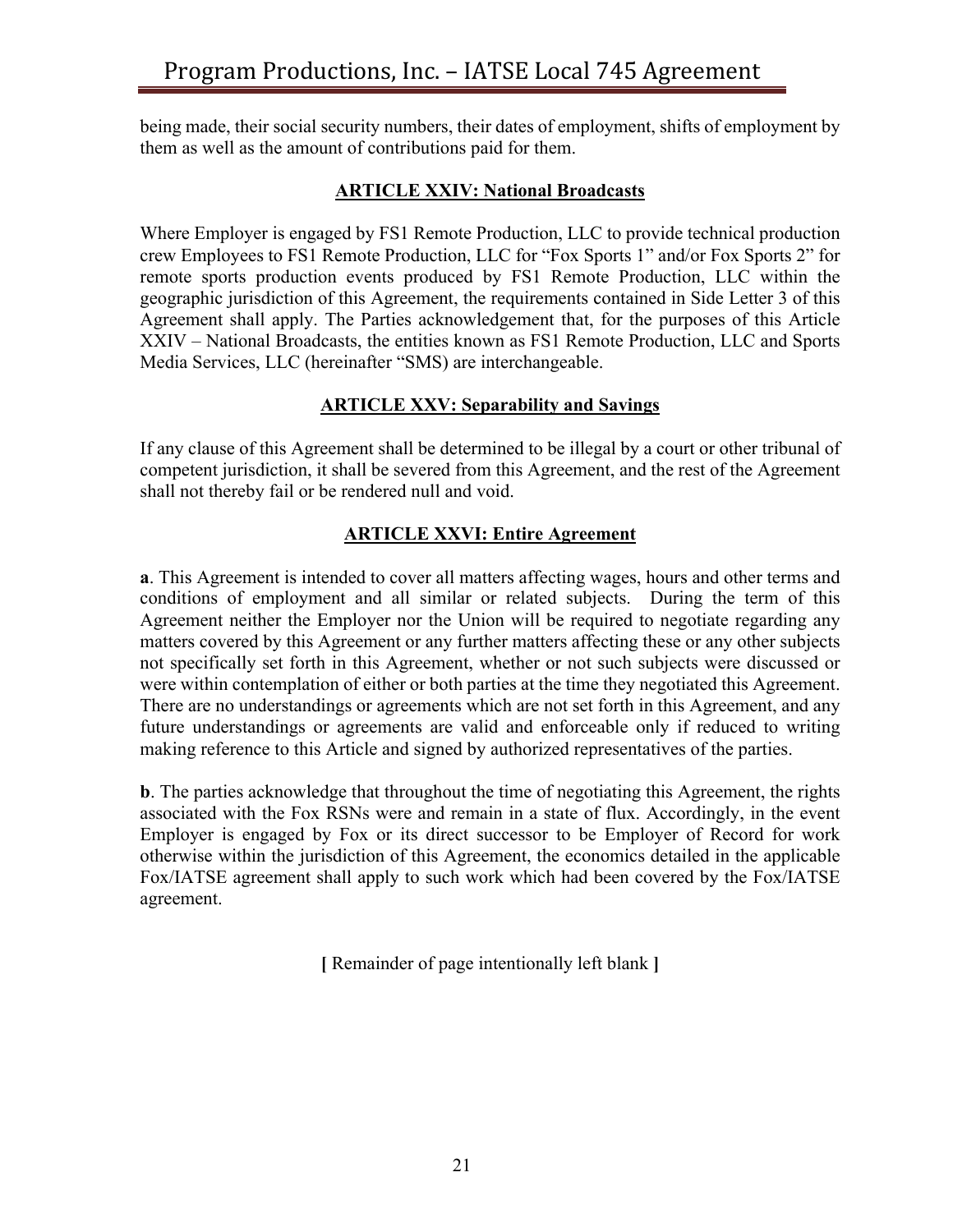being made, their social security numbers, their dates of employment, shifts of employment by them as well as the amount of contributions paid for them.

## ARTICLE XXIV: National Broadcasts

Where Employer is engaged by FS1 Remote Production, LLC to provide technical production crew Employees to FS1 Remote Production, LLC for "Fox Sports 1" and/or Fox Sports 2" for remote sports production events produced by FS1 Remote Production, LLC within the geographic jurisdiction of this Agreement, the requirements contained in Side Letter 3 of this Agreement shall apply. The Parties acknowledgement that, for the purposes of this Article XXIV – National Broadcasts, the entities known as FS1 Remote Production, LLC and Sports Media Services, LLC (hereinafter "SMS) are interchangeable.

## ARTICLE XXV: Separability and Savings

If any clause of this Agreement shall be determined to be illegal by a court or other tribunal of competent jurisdiction, it shall be severed from this Agreement, and the rest of the Agreement shall not thereby fail or be rendered null and void.

## ARTICLE XXVI: Entire Agreement

**a**. This Agreement is intended to cover all matters affecting wages, hours and other terms and conditions of employment and all similar or related subjects. During the term of this Agreement neither the Employer nor the Union will be required to negotiate regarding any matters covered by this Agreement or any further matters affecting these or any other subjects not specifically set forth in this Agreement, whether or not such subjects were discussed or were within contemplation of either or both parties at the time they negotiated this Agreement. There are no understandings or agreements which are not set forth in this Agreement, and any future understandings or agreements are valid and enforceable only if reduced to writing making reference to this Article and signed by authorized representatives of the parties.

**b**. The parties acknowledge that throughout the time of negotiating this Agreement, the rights associated with the Fox RSNs were and remain in a state of flux. Accordingly, in the event Employer is engaged by Fox or its direct successor to be Employer of Record for work otherwise within the jurisdiction of this Agreement, the economics detailed in the applicable Fox/IATSE agreement shall apply to such work which had been covered by the Fox/IATSE agreement.

**[** Remainder of page intentionally left blank **]**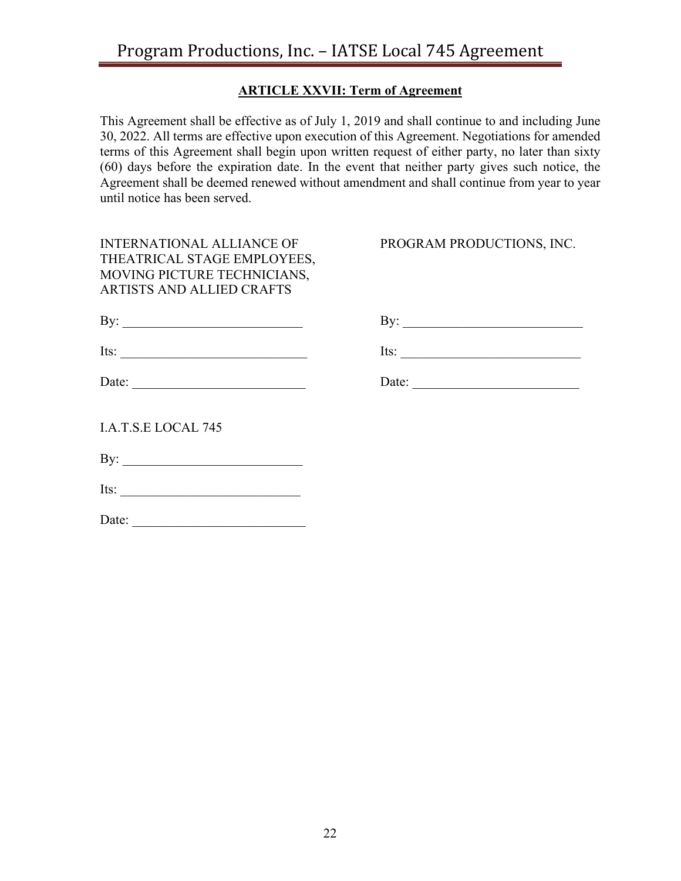## ARTICLE XXVII: Term of Agreement

This Agreement shall be effective as of July 1, 2019 and shall continue to and including June 30, 2022. All terms are effective upon execution of this Agreement. Negotiations for amended terms of this Agreement shall begin upon written request of either party, no later than sixty (60) days before the expiration date. In the event that neither party gives such notice, the Agreement shall be deemed renewed without amendment and shall continue from year to year until notice has been served.

INTERNATIONAL ALLIANCE OF THEATRICAL STAGE EMPLOYEES, MOVING PICTURE TECHNICIANS, ARTISTS AND ALLIED CRAFTS

By: ___________________________

Its: ____________________________

Date: __________________________

PROGRAM PRODUCTIONS, INC.

By: ___________________________

Its: ___________________________

Date: _________________________

I.A.T.S.E LOCAL 745

By: ___________________________

Its: ___________________________

Date: __________________________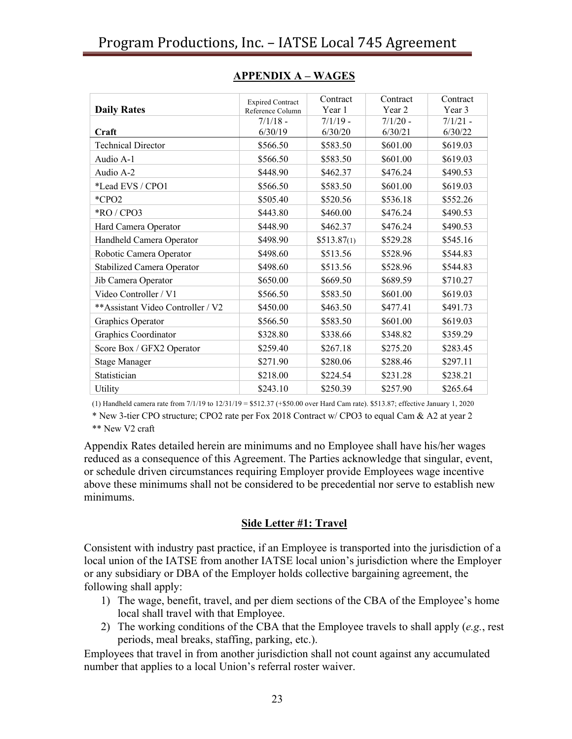## APPENDIX A – WAGES

| Daily Rates | Expired Contract Reference Column | Contract Year 1 | Contract Year 2 | Contract Year 3 |
|---|---|---|---|---|
| **Craft** | 7/1/18 - 6/30/19 | 7/1/19 - 6/30/20 | 7/1/20 - 6/30/21 | 7/1/21 - 6/30/22 |
| Technical Director | $566.50 | $583.50 | $601.00 | $619.03 |
| Audio A-1 | $566.50 | $583.50 | $601.00 | $619.03 |
| Audio A-2 | $448.90 | $462.37 | $476.24 | $490.53 |
| *Lead EVS / CPO1 | $566.50 | $583.50 | $601.00 | $619.03 |
| *CPO2 | $505.40 | $520.56 | $536.18 | $552.26 |
| *RO / CPO3 | $443.80 | $460.00 | $476.24 | $490.53 |
| Hard Camera Operator | $448.90 | $462.37 | $476.24 | $490.53 |
| Handheld Camera Operator | $498.90 | $513.87(1) | $529.28 | $545.16 |
| Robotic Camera Operator | $498.60 | $513.56 | $528.96 | $544.83 |
| Stabilized Camera Operator | $498.60 | $513.56 | $528.96 | $544.83 |
| Jib Camera Operator | $650.00 | $669.50 | $689.59 | $710.27 |
| Video Controller / V1 | $566.50 | $583.50 | $601.00 | $619.03 |
| **Assistant Video Controller / V2 | $450.00 | $463.50 | $477.41 | $491.73 |
| Graphics Operator | $566.50 | $583.50 | $601.00 | $619.03 |
| Graphics Coordinator | $328.80 | $338.66 | $348.82 | $359.29 |
| Score Box / GFX2 Operator | $259.40 | $267.18 | $275.20 | $283.45 |
| Stage Manager | $271.90 | $280.06 | $288.46 | $297.11 |
| Statistician | $218.00 | $224.54 | $231.28 | $238.21 |
| Utility | $243.10 | $250.39 | $257.90 | $265.64 |

(1) Handheld camera rate from 7/1/19 to 12/31/19 = $512.37 (+$50.00 over Hard Cam rate). $513.87; effective January 1, 2020

* New 3-tier CPO structure; CPO2 rate per Fox 2018 Contract w/ CPO3 to equal Cam & A2 at year 2

** New V2 craft

Appendix Rates detailed herein are minimums and no Employee shall have his/her wages reduced as a consequence of this Agreement. The Parties acknowledge that singular, event, or schedule driven circumstances requiring Employer provide Employees wage incentive above these minimums shall not be considered to be precedential nor serve to establish new minimums.

## Side Letter #1: Travel

Consistent with industry past practice, if an Employee is transported into the jurisdiction of a local union of the IATSE from another IATSE local union's jurisdiction where the Employer or any subsidiary or DBA of the Employer holds collective bargaining agreement, the following shall apply:

1) The wage, benefit, travel, and per diem sections of the CBA of the Employee's home local shall travel with that Employee.
2) The working conditions of the CBA that the Employee travels to shall apply (*e.g.*, rest periods, meal breaks, staffing, parking, etc.).

Employees that travel in from another jurisdiction shall not count against any accumulated number that applies to a local Union's referral roster waiver.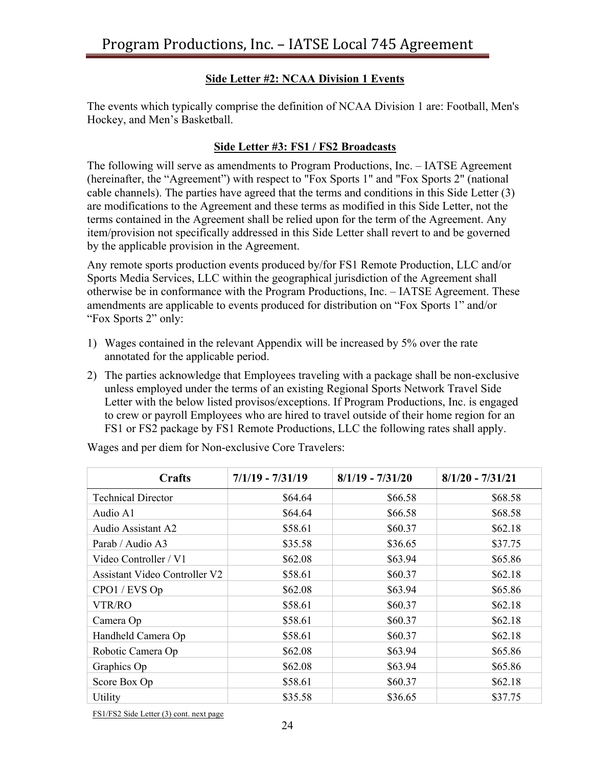### Side Letter #2: NCAA Division 1 Events

The events which typically comprise the definition of NCAA Division 1 are: Football, Men's Hockey, and Men's Basketball.

### Side Letter #3: FS1 / FS2 Broadcasts

The following will serve as amendments to Program Productions, Inc. – IATSE Agreement (hereinafter, the "Agreement") with respect to "Fox Sports 1" and "Fox Sports 2" (national cable channels). The parties have agreed that the terms and conditions in this Side Letter (3) are modifications to the Agreement and these terms as modified in this Side Letter, not the terms contained in the Agreement shall be relied upon for the term of the Agreement. Any item/provision not specifically addressed in this Side Letter shall revert to and be governed by the applicable provision in the Agreement.

Any remote sports production events produced by/for FS1 Remote Production, LLC and/or Sports Media Services, LLC within the geographical jurisdiction of the Agreement shall otherwise be in conformance with the Program Productions, Inc. – IATSE Agreement. These amendments are applicable to events produced for distribution on "Fox Sports 1" and/or "Fox Sports 2" only:

1) Wages contained in the relevant Appendix will be increased by 5% over the rate annotated for the applicable period.
2) The parties acknowledge that Employees traveling with a package shall be non-exclusive unless employed under the terms of an existing Regional Sports Network Travel Side Letter with the below listed provisos/exceptions. If Program Productions, Inc. is engaged to crew or payroll Employees who are hired to travel outside of their home region for an FS1 or FS2 package by FS1 Remote Productions, LLC the following rates shall apply.

Wages and per diem for Non-exclusive Core Travelers:

| Crafts | 7/1/19 - 7/31/19 | 8/1/19 - 7/31/20 | 8/1/20 - 7/31/21 |
|---|---|---|---|
| Technical Director | $64.64 | $66.58 | $68.58 |
| Audio A1 | $64.64 | $66.58 | $68.58 |
| Audio Assistant A2 | $58.61 | $60.37 | $62.18 |
| Parab / Audio A3 | $35.58 | $36.65 | $37.75 |
| Video Controller / V1 | $62.08 | $63.94 | $65.86 |
| Assistant Video Controller V2 | $58.61 | $60.37 | $62.18 |
| CPO1 / EVS Op | $62.08 | $63.94 | $65.86 |
| VTR/RO | $58.61 | $60.37 | $62.18 |
| Camera Op | $58.61 | $60.37 | $62.18 |
| Handheld Camera Op | $58.61 | $60.37 | $62.18 |
| Robotic Camera Op | $62.08 | $63.94 | $65.86 |
| Graphics Op | $62.08 | $63.94 | $65.86 |
| Score Box Op | $58.61 | $60.37 | $62.18 |
| Utility | $35.58 | $36.65 | $37.75 |

FS1/FS2 Side Letter (3) cont. next page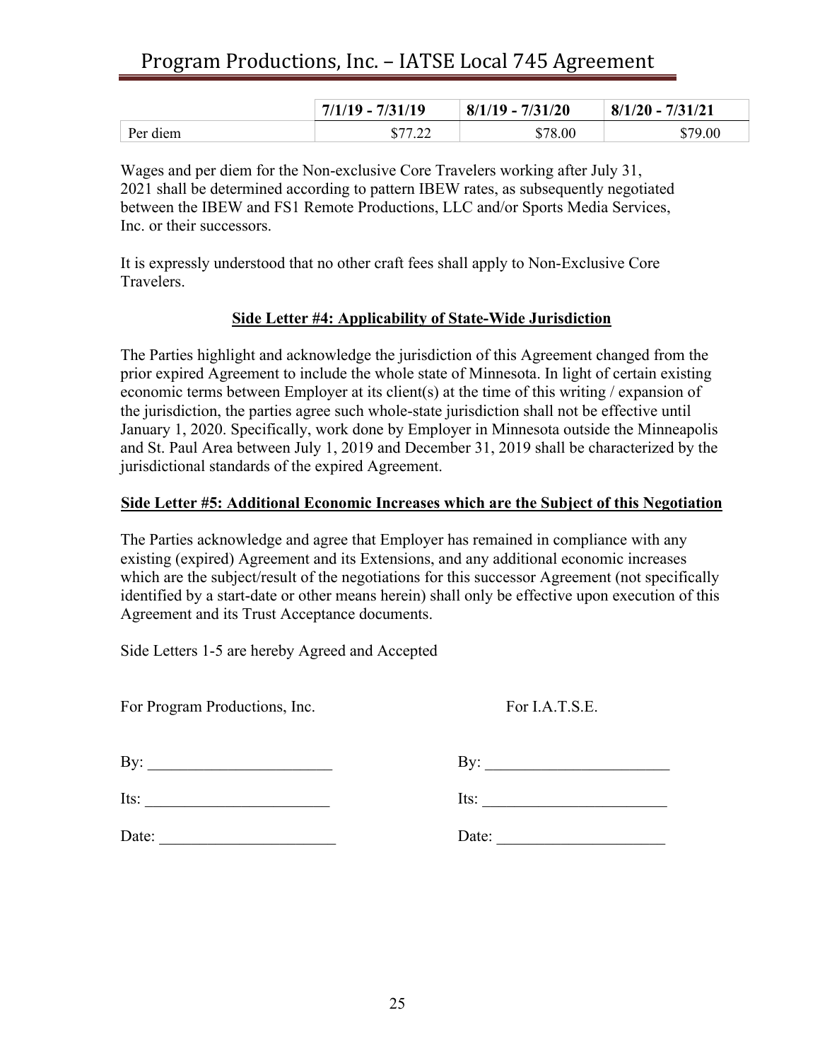| | 7/1/19 - 7/31/19 | 8/1/19 - 7/31/20 | 8/1/20 - 7/31/21 |
|---|---|---|---|
| Per diem | $77.22 | $78.00 | $79.00 |

Wages and per diem for the Non-exclusive Core Travelers working after July 31, 2021 shall be determined according to pattern IBEW rates, as subsequently negotiated between the IBEW and FS1 Remote Productions, LLC and/or Sports Media Services, Inc. or their successors.

It is expressly understood that no other craft fees shall apply to Non-Exclusive Core Travelers.

**Side Letter #4: Applicability of State-Wide Jurisdiction**

The Parties highlight and acknowledge the jurisdiction of this Agreement changed from the prior expired Agreement to include the whole state of Minnesota. In light of certain existing economic terms between Employer at its client(s) at the time of this writing / expansion of the jurisdiction, the parties agree such whole-state jurisdiction shall not be effective until January 1, 2020. Specifically, work done by Employer in Minnesota outside the Minneapolis and St. Paul Area between July 1, 2019 and December 31, 2019 shall be characterized by the jurisdictional standards of the expired Agreement.

**Side Letter #5: Additional Economic Increases which are the Subject of this Negotiation**

The Parties acknowledge and agree that Employer has remained in compliance with any existing (expired) Agreement and its Extensions, and any additional economic increases which are the subject/result of the negotiations for this successor Agreement (not specifically identified by a start-date or other means herein) shall only be effective upon execution of this Agreement and its Trust Acceptance documents.

Side Letters 1-5 are hereby Agreed and Accepted

| For Program Productions, Inc. | For I.A.T.S.E. |
|---|---|
| By: \_\_\_\_\_\_\_\_\_\_\_\_\_\_\_\_\_\_\_\_\_\_\_ | By: \_\_\_\_\_\_\_\_\_\_\_\_\_\_\_\_\_\_\_\_\_\_\_ |
| Its: \_\_\_\_\_\_\_\_\_\_\_\_\_\_\_\_\_\_\_\_\_\_\_ | Its: \_\_\_\_\_\_\_\_\_\_\_\_\_\_\_\_\_\_\_\_\_\_\_ |
| Date: \_\_\_\_\_\_\_\_\_\_\_\_\_\_\_\_\_\_\_\_\_\_ | Date: \_\_\_\_\_\_\_\_\_\_\_\_\_\_\_\_\_\_\_\_\_ |